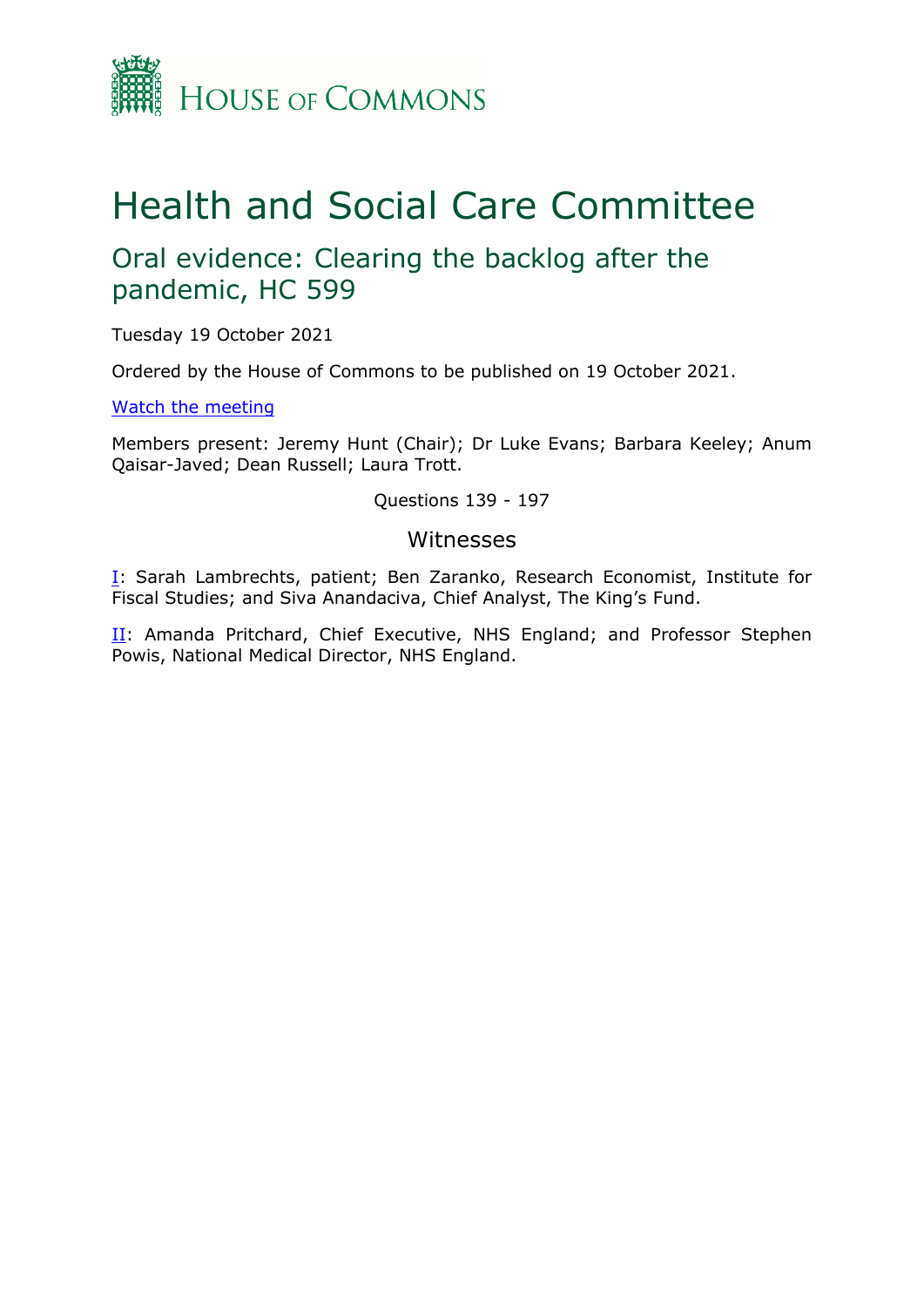House of Commons

# Health and Social Care Committee

## Oral evidence: Clearing the backlog after the pandemic, HC 599

Tuesday 19 October 2021

Ordered by the House of Commons to be published on 19 October 2021.

[Watch the meeting]

Members present: Jeremy Hunt (Chair); Dr Luke Evans; Barbara Keeley; Anum Qaisar-Javed; Dean Russell; Laura Trott.

Questions 139 - 197

### Witnesses

I: Sarah Lambrechts, patient; Ben Zaranko, Research Economist, Institute for Fiscal Studies; and Siva Anandaciva, Chief Analyst, The King's Fund.

II: Amanda Pritchard, Chief Executive, NHS England; and Professor Stephen Powis, National Medical Director, NHS England.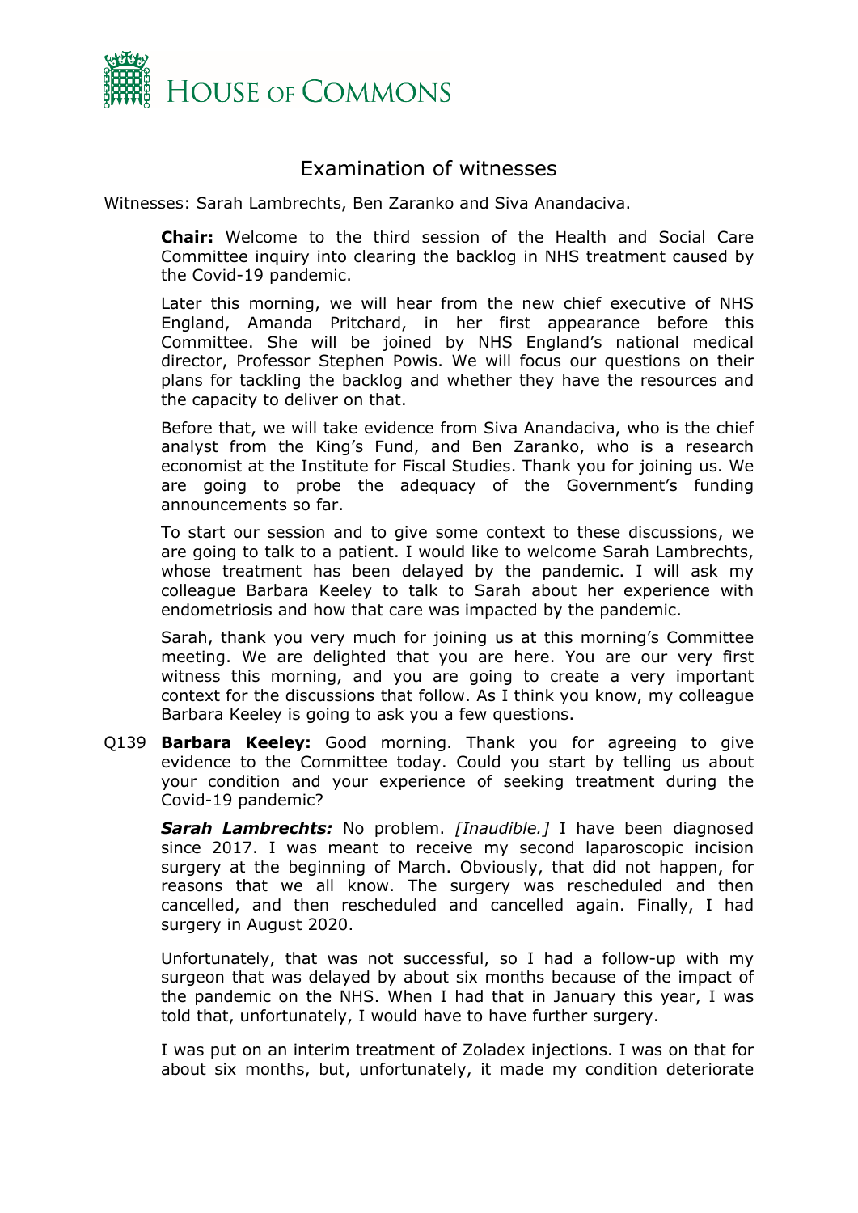## Examination of witnesses

Witnesses: Sarah Lambrechts, Ben Zaranko and Siva Anandaciva.

**Chair:** Welcome to the third session of the Health and Social Care Committee inquiry into clearing the backlog in NHS treatment caused by the Covid-19 pandemic.

Later this morning, we will hear from the new chief executive of NHS England, Amanda Pritchard, in her first appearance before this Committee. She will be joined by NHS England's national medical director, Professor Stephen Powis. We will focus our questions on their plans for tackling the backlog and whether they have the resources and the capacity to deliver on that.

Before that, we will take evidence from Siva Anandaciva, who is the chief analyst from the King's Fund, and Ben Zaranko, who is a research economist at the Institute for Fiscal Studies. Thank you for joining us. We are going to probe the adequacy of the Government's funding announcements so far.

To start our session and to give some context to these discussions, we are going to talk to a patient. I would like to welcome Sarah Lambrechts, whose treatment has been delayed by the pandemic. I will ask my colleague Barbara Keeley to talk to Sarah about her experience with endometriosis and how that care was impacted by the pandemic.

Sarah, thank you very much for joining us at this morning's Committee meeting. We are delighted that you are here. You are our very first witness this morning, and you are going to create a very important context for the discussions that follow. As I think you know, my colleague Barbara Keeley is going to ask you a few questions.

Q139 **Barbara Keeley:** Good morning. Thank you for agreeing to give evidence to the Committee today. Could you start by telling us about your condition and your experience of seeking treatment during the Covid-19 pandemic?

***Sarah Lambrechts:*** No problem. *[Inaudible.]* I have been diagnosed since 2017. I was meant to receive my second laparoscopic incision surgery at the beginning of March. Obviously, that did not happen, for reasons that we all know. The surgery was rescheduled and then cancelled, and then rescheduled and cancelled again. Finally, I had surgery in August 2020.

Unfortunately, that was not successful, so I had a follow-up with my surgeon that was delayed by about six months because of the impact of the pandemic on the NHS. When I had that in January this year, I was told that, unfortunately, I would have to have further surgery.

I was put on an interim treatment of Zoladex injections. I was on that for about six months, but, unfortunately, it made my condition deteriorate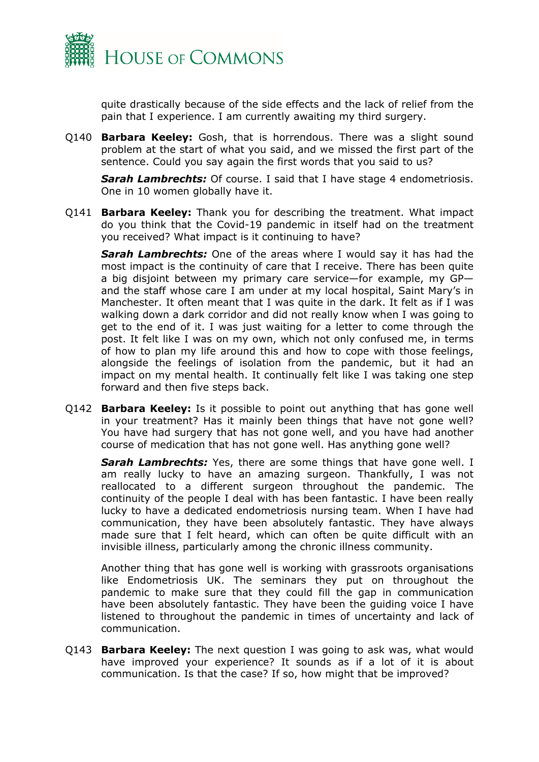quite drastically because of the side effects and the lack of relief from the pain that I experience. I am currently awaiting my third surgery.

Q140 **Barbara Keeley:** Gosh, that is horrendous. There was a slight sound problem at the start of what you said, and we missed the first part of the sentence. Could you say again the first words that you said to us?

***Sarah Lambrechts:*** Of course. I said that I have stage 4 endometriosis. One in 10 women globally have it.

Q141 **Barbara Keeley:** Thank you for describing the treatment. What impact do you think that the Covid-19 pandemic in itself had on the treatment you received? What impact is it continuing to have?

***Sarah Lambrechts:*** One of the areas where I would say it has had the most impact is the continuity of care that I receive. There has been quite a big disjoint between my primary care service—for example, my GP—and the staff whose care I am under at my local hospital, Saint Mary's in Manchester. It often meant that I was quite in the dark. It felt as if I was walking down a dark corridor and did not really know when I was going to get to the end of it. I was just waiting for a letter to come through the post. It felt like I was on my own, which not only confused me, in terms of how to plan my life around this and how to cope with those feelings, alongside the feelings of isolation from the pandemic, but it had an impact on my mental health. It continually felt like I was taking one step forward and then five steps back.

Q142 **Barbara Keeley:** Is it possible to point out anything that has gone well in your treatment? Has it mainly been things that have not gone well? You have had surgery that has not gone well, and you have had another course of medication that has not gone well. Has anything gone well?

***Sarah Lambrechts:*** Yes, there are some things that have gone well. I am really lucky to have an amazing surgeon. Thankfully, I was not reallocated to a different surgeon throughout the pandemic. The continuity of the people I deal with has been fantastic. I have been really lucky to have a dedicated endometriosis nursing team. When I have had communication, they have been absolutely fantastic. They have always made sure that I felt heard, which can often be quite difficult with an invisible illness, particularly among the chronic illness community.

Another thing that has gone well is working with grassroots organisations like Endometriosis UK. The seminars they put on throughout the pandemic to make sure that they could fill the gap in communication have been absolutely fantastic. They have been the guiding voice I have listened to throughout the pandemic in times of uncertainty and lack of communication.

Q143 **Barbara Keeley:** The next question I was going to ask was, what would have improved your experience? It sounds as if a lot of it is about communication. Is that the case? If so, how might that be improved?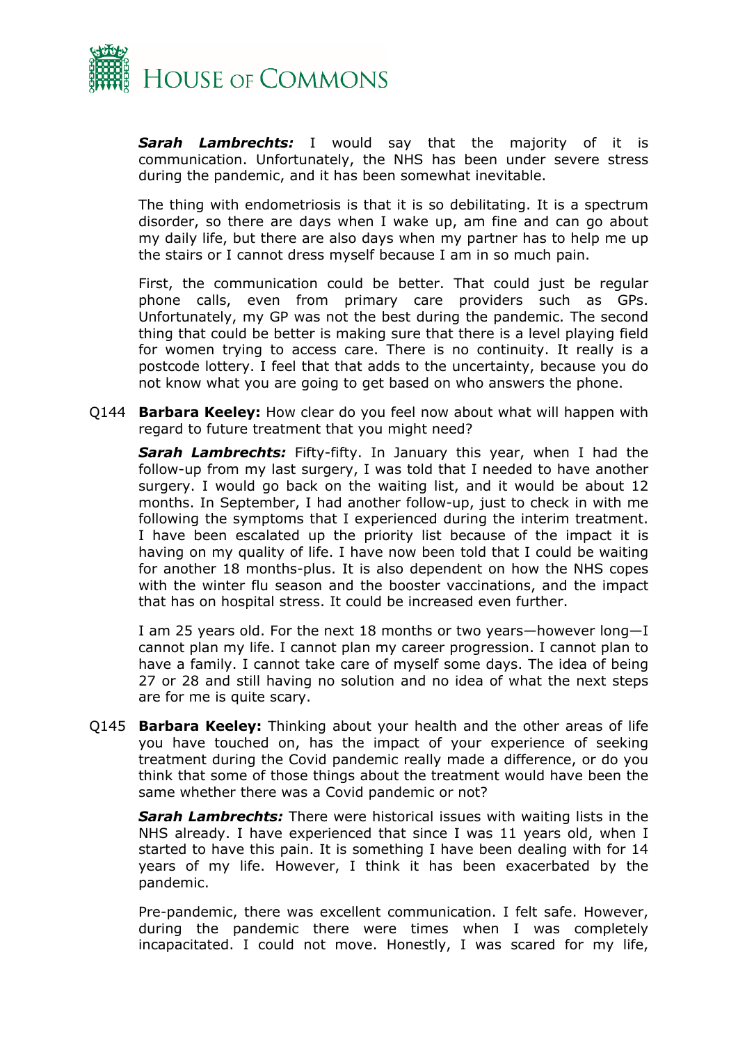***Sarah Lambrechts:*** I would say that the majority of it is communication. Unfortunately, the NHS has been under severe stress during the pandemic, and it has been somewhat inevitable.

The thing with endometriosis is that it is so debilitating. It is a spectrum disorder, so there are days when I wake up, am fine and can go about my daily life, but there are also days when my partner has to help me up the stairs or I cannot dress myself because I am in so much pain.

First, the communication could be better. That could just be regular phone calls, even from primary care providers such as GPs. Unfortunately, my GP was not the best during the pandemic. The second thing that could be better is making sure that there is a level playing field for women trying to access care. There is no continuity. It really is a postcode lottery. I feel that that adds to the uncertainty, because you do not know what you are going to get based on who answers the phone.

Q144 **Barbara Keeley:** How clear do you feel now about what will happen with regard to future treatment that you might need?

***Sarah Lambrechts:*** Fifty-fifty. In January this year, when I had the follow-up from my last surgery, I was told that I needed to have another surgery. I would go back on the waiting list, and it would be about 12 months. In September, I had another follow-up, just to check in with me following the symptoms that I experienced during the interim treatment. I have been escalated up the priority list because of the impact it is having on my quality of life. I have now been told that I could be waiting for another 18 months-plus. It is also dependent on how the NHS copes with the winter flu season and the booster vaccinations, and the impact that has on hospital stress. It could be increased even further.

I am 25 years old. For the next 18 months or two years—however long—I cannot plan my life. I cannot plan my career progression. I cannot plan to have a family. I cannot take care of myself some days. The idea of being 27 or 28 and still having no solution and no idea of what the next steps are for me is quite scary.

Q145 **Barbara Keeley:** Thinking about your health and the other areas of life you have touched on, has the impact of your experience of seeking treatment during the Covid pandemic really made a difference, or do you think that some of those things about the treatment would have been the same whether there was a Covid pandemic or not?

***Sarah Lambrechts:*** There were historical issues with waiting lists in the NHS already. I have experienced that since I was 11 years old, when I started to have this pain. It is something I have been dealing with for 14 years of my life. However, I think it has been exacerbated by the pandemic.

Pre-pandemic, there was excellent communication. I felt safe. However, during the pandemic there were times when I was completely incapacitated. I could not move. Honestly, I was scared for my life,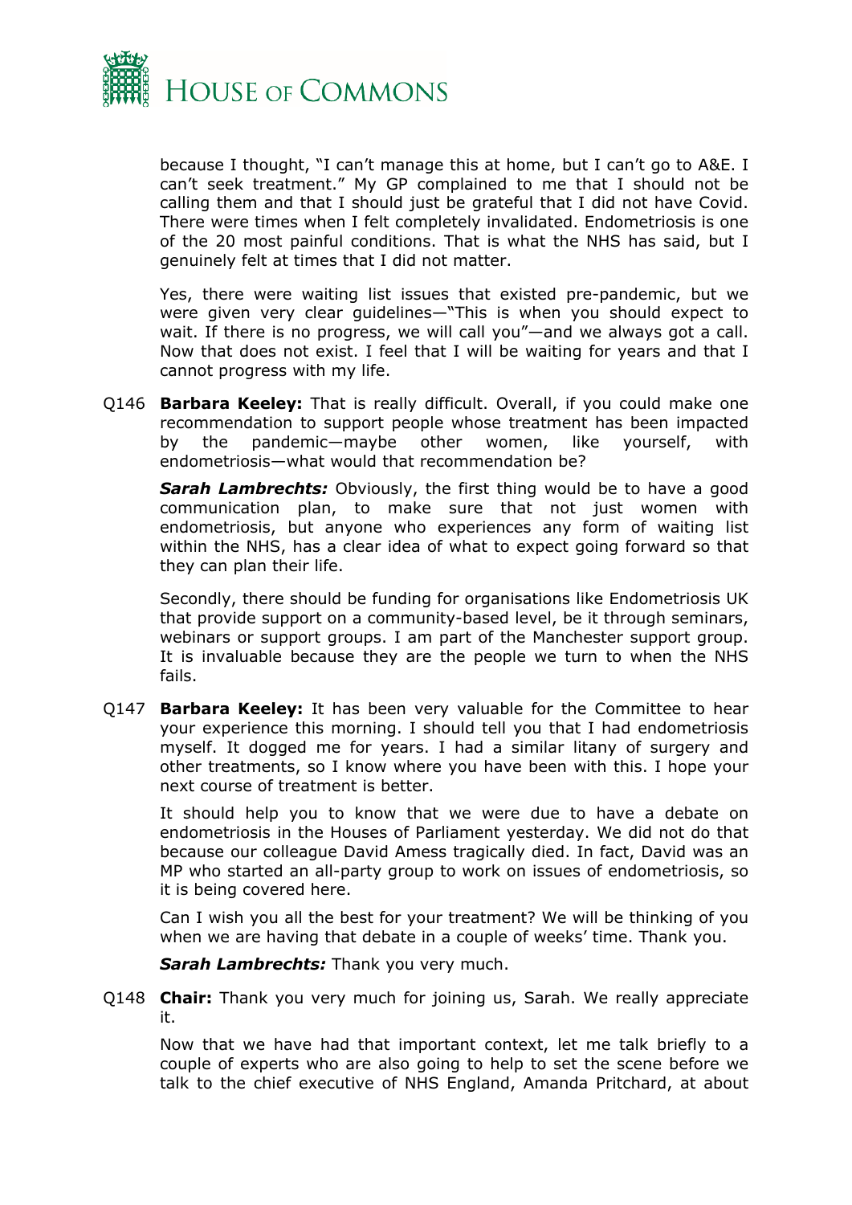because I thought, "I can't manage this at home, but I can't go to A&E. I can't seek treatment." My GP complained to me that I should not be calling them and that I should just be grateful that I did not have Covid. There were times when I felt completely invalidated. Endometriosis is one of the 20 most painful conditions. That is what the NHS has said, but I genuinely felt at times that I did not matter.

Yes, there were waiting list issues that existed pre-pandemic, but we were given very clear guidelines—"This is when you should expect to wait. If there is no progress, we will call you"—and we always got a call. Now that does not exist. I feel that I will be waiting for years and that I cannot progress with my life.

Q146 **Barbara Keeley:** That is really difficult. Overall, if you could make one recommendation to support people whose treatment has been impacted by the pandemic—maybe other women, like yourself, with endometriosis—what would that recommendation be?

***Sarah Lambrechts:*** Obviously, the first thing would be to have a good communication plan, to make sure that not just women with endometriosis, but anyone who experiences any form of waiting list within the NHS, has a clear idea of what to expect going forward so that they can plan their life.

Secondly, there should be funding for organisations like Endometriosis UK that provide support on a community-based level, be it through seminars, webinars or support groups. I am part of the Manchester support group. It is invaluable because they are the people we turn to when the NHS fails.

Q147 **Barbara Keeley:** It has been very valuable for the Committee to hear your experience this morning. I should tell you that I had endometriosis myself. It dogged me for years. I had a similar litany of surgery and other treatments, so I know where you have been with this. I hope your next course of treatment is better.

It should help you to know that we were due to have a debate on endometriosis in the Houses of Parliament yesterday. We did not do that because our colleague David Amess tragically died. In fact, David was an MP who started an all-party group to work on issues of endometriosis, so it is being covered here.

Can I wish you all the best for your treatment? We will be thinking of you when we are having that debate in a couple of weeks' time. Thank you.

***Sarah Lambrechts:*** Thank you very much.

Q148 **Chair:** Thank you very much for joining us, Sarah. We really appreciate it.

Now that we have had that important context, let me talk briefly to a couple of experts who are also going to help to set the scene before we talk to the chief executive of NHS England, Amanda Pritchard, at about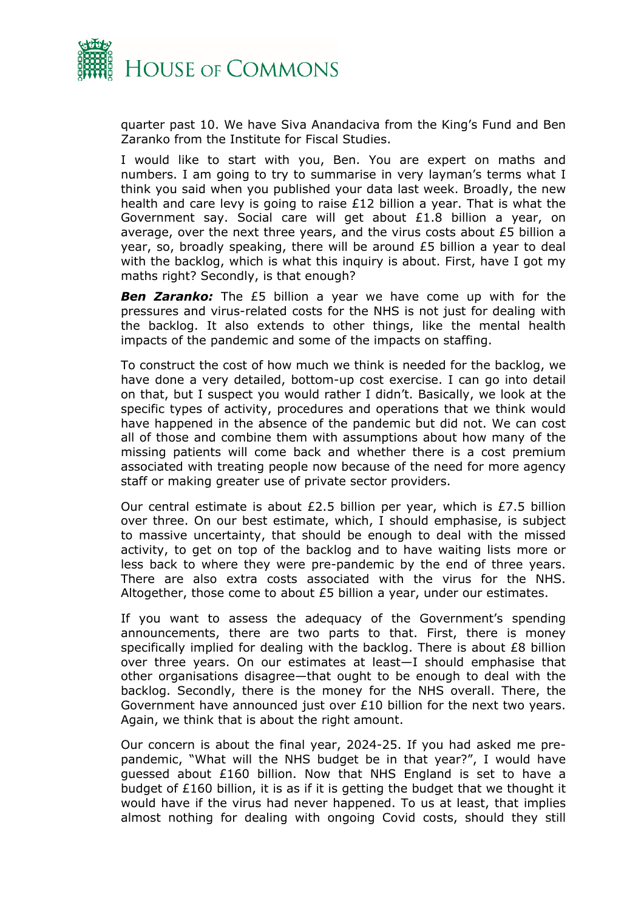quarter past 10. We have Siva Anandaciva from the King's Fund and Ben Zaranko from the Institute for Fiscal Studies.

I would like to start with you, Ben. You are expert on maths and numbers. I am going to try to summarise in very layman's terms what I think you said when you published your data last week. Broadly, the new health and care levy is going to raise £12 billion a year. That is what the Government say. Social care will get about £1.8 billion a year, on average, over the next three years, and the virus costs about £5 billion a year, so, broadly speaking, there will be around £5 billion a year to deal with the backlog, which is what this inquiry is about. First, have I got my maths right? Secondly, is that enough?

***Ben Zaranko:*** The £5 billion a year we have come up with for the pressures and virus-related costs for the NHS is not just for dealing with the backlog. It also extends to other things, like the mental health impacts of the pandemic and some of the impacts on staffing.

To construct the cost of how much we think is needed for the backlog, we have done a very detailed, bottom-up cost exercise. I can go into detail on that, but I suspect you would rather I didn't. Basically, we look at the specific types of activity, procedures and operations that we think would have happened in the absence of the pandemic but did not. We can cost all of those and combine them with assumptions about how many of the missing patients will come back and whether there is a cost premium associated with treating people now because of the need for more agency staff or making greater use of private sector providers.

Our central estimate is about £2.5 billion per year, which is £7.5 billion over three. On our best estimate, which, I should emphasise, is subject to massive uncertainty, that should be enough to deal with the missed activity, to get on top of the backlog and to have waiting lists more or less back to where they were pre-pandemic by the end of three years. There are also extra costs associated with the virus for the NHS. Altogether, those come to about £5 billion a year, under our estimates.

If you want to assess the adequacy of the Government's spending announcements, there are two parts to that. First, there is money specifically implied for dealing with the backlog. There is about £8 billion over three years. On our estimates at least—I should emphasise that other organisations disagree—that ought to be enough to deal with the backlog. Secondly, there is the money for the NHS overall. There, the Government have announced just over £10 billion for the next two years. Again, we think that is about the right amount.

Our concern is about the final year, 2024-25. If you had asked me pre-pandemic, "What will the NHS budget be in that year?", I would have guessed about £160 billion. Now that NHS England is set to have a budget of £160 billion, it is as if it is getting the budget that we thought it would have if the virus had never happened. To us at least, that implies almost nothing for dealing with ongoing Covid costs, should they still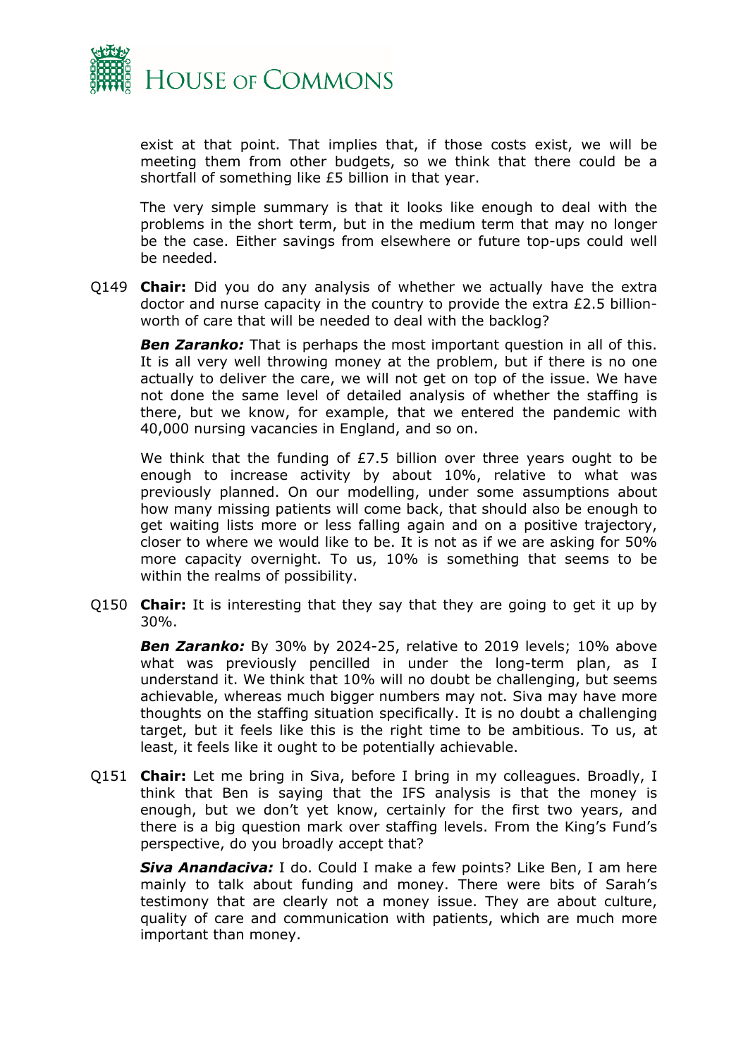exist at that point. That implies that, if those costs exist, we will be meeting them from other budgets, so we think that there could be a shortfall of something like £5 billion in that year.

The very simple summary is that it looks like enough to deal with the problems in the short term, but in the medium term that may no longer be the case. Either savings from elsewhere or future top-ups could well be needed.

Q149 **Chair:** Did you do any analysis of whether we actually have the extra doctor and nurse capacity in the country to provide the extra £2.5 billion-worth of care that will be needed to deal with the backlog?

***Ben Zaranko:*** That is perhaps the most important question in all of this. It is all very well throwing money at the problem, but if there is no one actually to deliver the care, we will not get on top of the issue. We have not done the same level of detailed analysis of whether the staffing is there, but we know, for example, that we entered the pandemic with 40,000 nursing vacancies in England, and so on.

We think that the funding of £7.5 billion over three years ought to be enough to increase activity by about 10%, relative to what was previously planned. On our modelling, under some assumptions about how many missing patients will come back, that should also be enough to get waiting lists more or less falling again and on a positive trajectory, closer to where we would like to be. It is not as if we are asking for 50% more capacity overnight. To us, 10% is something that seems to be within the realms of possibility.

Q150 **Chair:** It is interesting that they say that they are going to get it up by 30%.

***Ben Zaranko:*** By 30% by 2024-25, relative to 2019 levels; 10% above what was previously pencilled in under the long-term plan, as I understand it. We think that 10% will no doubt be challenging, but seems achievable, whereas much bigger numbers may not. Siva may have more thoughts on the staffing situation specifically. It is no doubt a challenging target, but it feels like this is the right time to be ambitious. To us, at least, it feels like it ought to be potentially achievable.

Q151 **Chair:** Let me bring in Siva, before I bring in my colleagues. Broadly, I think that Ben is saying that the IFS analysis is that the money is enough, but we don't yet know, certainly for the first two years, and there is a big question mark over staffing levels. From the King's Fund's perspective, do you broadly accept that?

***Siva Anandaciva:*** I do. Could I make a few points? Like Ben, I am here mainly to talk about funding and money. There were bits of Sarah's testimony that are clearly not a money issue. They are about culture, quality of care and communication with patients, which are much more important than money.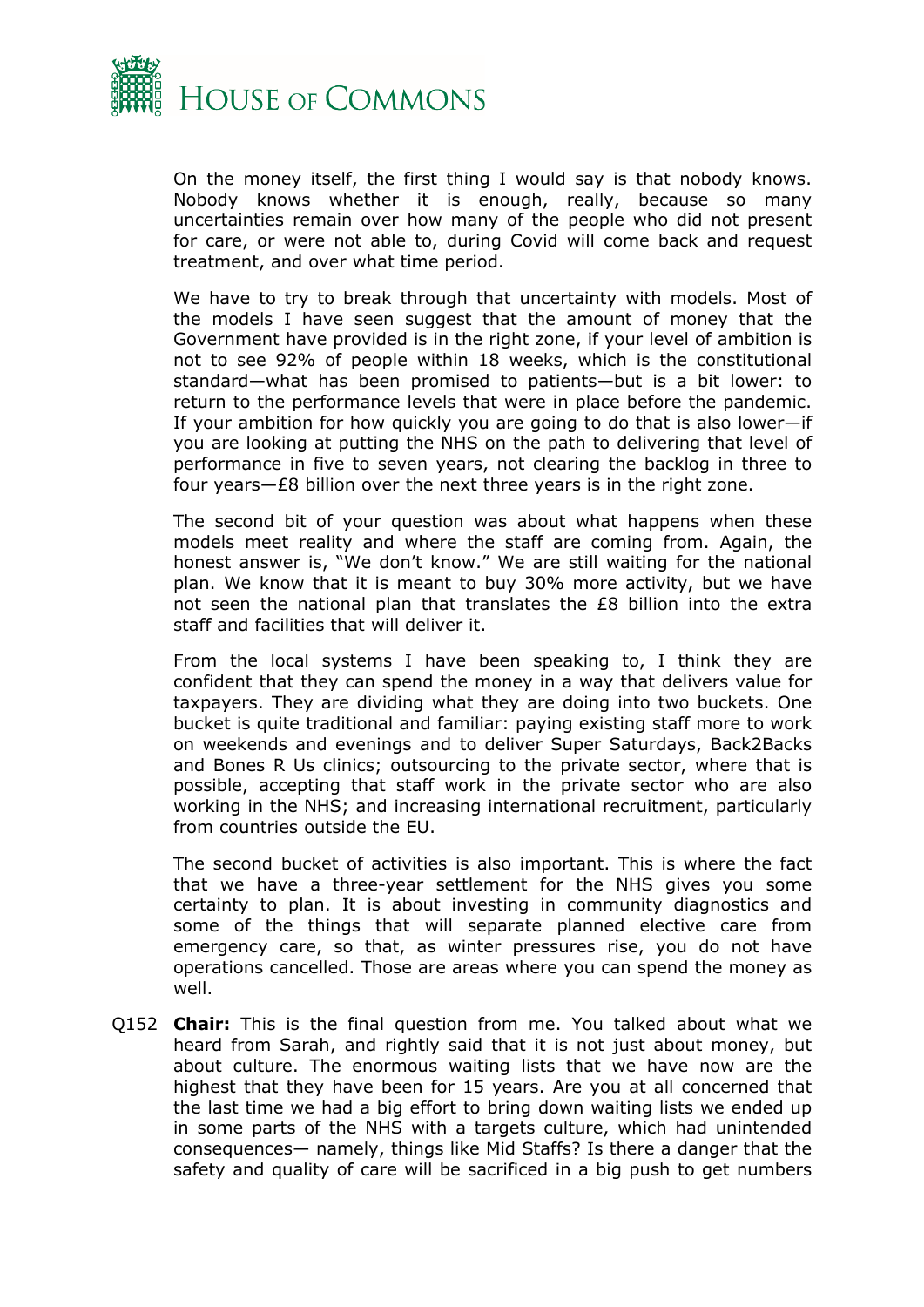On the money itself, the first thing I would say is that nobody knows. Nobody knows whether it is enough, really, because so many uncertainties remain over how many of the people who did not present for care, or were not able to, during Covid will come back and request treatment, and over what time period.

We have to try to break through that uncertainty with models. Most of the models I have seen suggest that the amount of money that the Government have provided is in the right zone, if your level of ambition is not to see 92% of people within 18 weeks, which is the constitutional standard—what has been promised to patients—but is a bit lower: to return to the performance levels that were in place before the pandemic. If your ambition for how quickly you are going to do that is also lower—if you are looking at putting the NHS on the path to delivering that level of performance in five to seven years, not clearing the backlog in three to four years—£8 billion over the next three years is in the right zone.

The second bit of your question was about what happens when these models meet reality and where the staff are coming from. Again, the honest answer is, "We don't know." We are still waiting for the national plan. We know that it is meant to buy 30% more activity, but we have not seen the national plan that translates the £8 billion into the extra staff and facilities that will deliver it.

From the local systems I have been speaking to, I think they are confident that they can spend the money in a way that delivers value for taxpayers. They are dividing what they are doing into two buckets. One bucket is quite traditional and familiar: paying existing staff more to work on weekends and evenings and to deliver Super Saturdays, Back2Backs and Bones R Us clinics; outsourcing to the private sector, where that is possible, accepting that staff work in the private sector who are also working in the NHS; and increasing international recruitment, particularly from countries outside the EU.

The second bucket of activities is also important. This is where the fact that we have a three-year settlement for the NHS gives you some certainty to plan. It is about investing in community diagnostics and some of the things that will separate planned elective care from emergency care, so that, as winter pressures rise, you do not have operations cancelled. Those are areas where you can spend the money as well.

Q152 **Chair:** This is the final question from me. You talked about what we heard from Sarah, and rightly said that it is not just about money, but about culture. The enormous waiting lists that we have now are the highest that they have been for 15 years. Are you at all concerned that the last time we had a big effort to bring down waiting lists we ended up in some parts of the NHS with a targets culture, which had unintended consequences— namely, things like Mid Staffs? Is there a danger that the safety and quality of care will be sacrificed in a big push to get numbers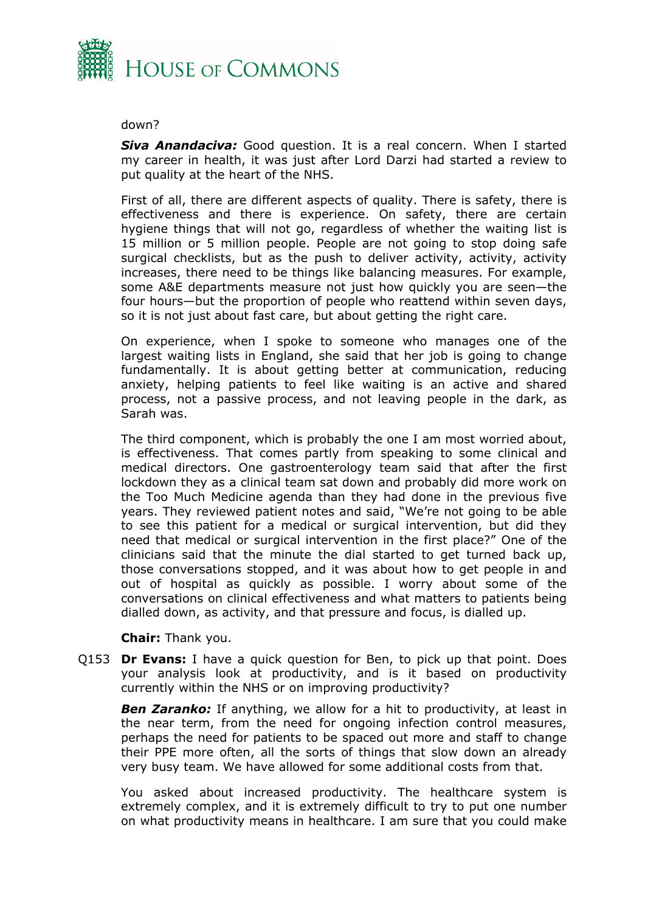down?

***Siva Anandaciva:*** Good question. It is a real concern. When I started my career in health, it was just after Lord Darzi had started a review to put quality at the heart of the NHS.

First of all, there are different aspects of quality. There is safety, there is effectiveness and there is experience. On safety, there are certain hygiene things that will not go, regardless of whether the waiting list is 15 million or 5 million people. People are not going to stop doing safe surgical checklists, but as the push to deliver activity, activity, activity increases, there need to be things like balancing measures. For example, some A&E departments measure not just how quickly you are seen—the four hours—but the proportion of people who reattend within seven days, so it is not just about fast care, but about getting the right care.

On experience, when I spoke to someone who manages one of the largest waiting lists in England, she said that her job is going to change fundamentally. It is about getting better at communication, reducing anxiety, helping patients to feel like waiting is an active and shared process, not a passive process, and not leaving people in the dark, as Sarah was.

The third component, which is probably the one I am most worried about, is effectiveness. That comes partly from speaking to some clinical and medical directors. One gastroenterology team said that after the first lockdown they as a clinical team sat down and probably did more work on the Too Much Medicine agenda than they had done in the previous five years. They reviewed patient notes and said, "We're not going to be able to see this patient for a medical or surgical intervention, but did they need that medical or surgical intervention in the first place?" One of the clinicians said that the minute the dial started to get turned back up, those conversations stopped, and it was about how to get people in and out of hospital as quickly as possible. I worry about some of the conversations on clinical effectiveness and what matters to patients being dialled down, as activity, and that pressure and focus, is dialled up.

**Chair:** Thank you.

Q153 **Dr Evans:** I have a quick question for Ben, to pick up that point. Does your analysis look at productivity, and is it based on productivity currently within the NHS or on improving productivity?

***Ben Zaranko:*** If anything, we allow for a hit to productivity, at least in the near term, from the need for ongoing infection control measures, perhaps the need for patients to be spaced out more and staff to change their PPE more often, all the sorts of things that slow down an already very busy team. We have allowed for some additional costs from that.

You asked about increased productivity. The healthcare system is extremely complex, and it is extremely difficult to try to put one number on what productivity means in healthcare. I am sure that you could make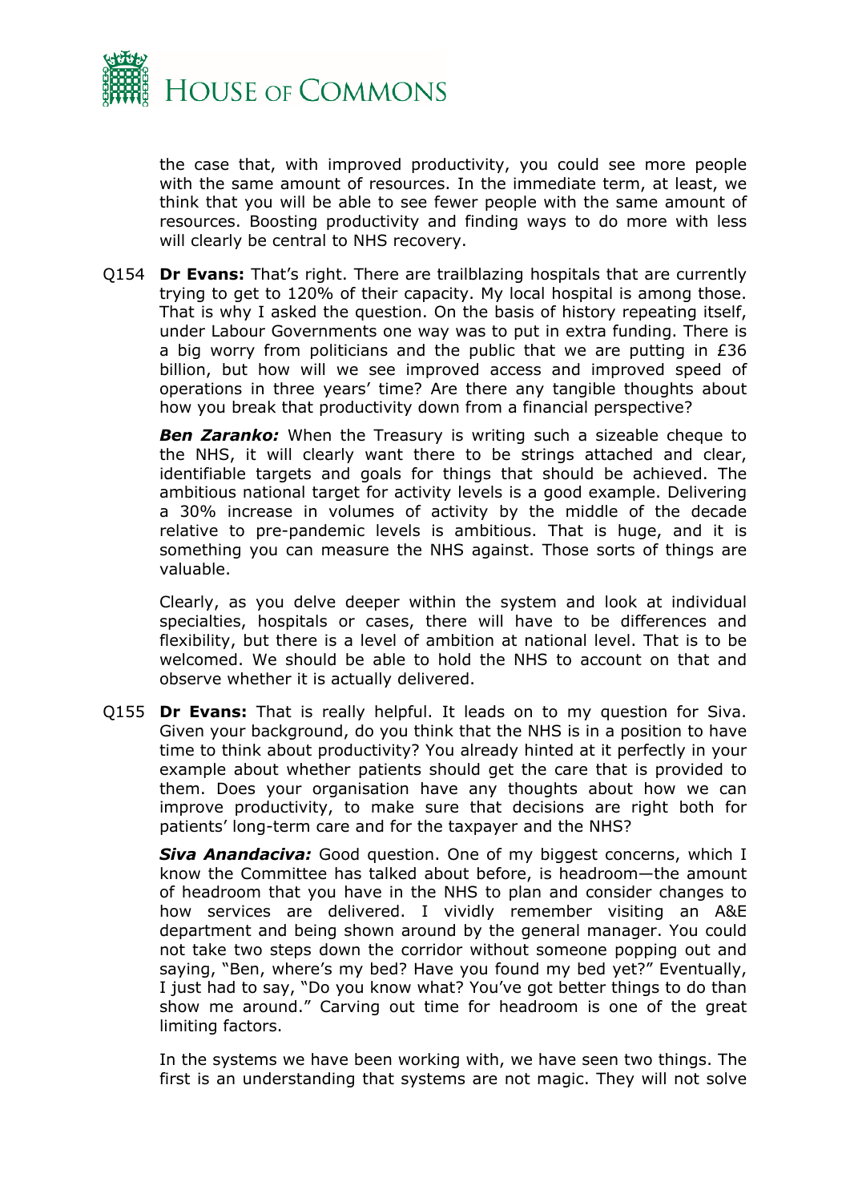the case that, with improved productivity, you could see more people with the same amount of resources. In the immediate term, at least, we think that you will be able to see fewer people with the same amount of resources. Boosting productivity and finding ways to do more with less will clearly be central to NHS recovery.

Q154 **Dr Evans:** That's right. There are trailblazing hospitals that are currently trying to get to 120% of their capacity. My local hospital is among those. That is why I asked the question. On the basis of history repeating itself, under Labour Governments one way was to put in extra funding. There is a big worry from politicians and the public that we are putting in £36 billion, but how will we see improved access and improved speed of operations in three years' time? Are there any tangible thoughts about how you break that productivity down from a financial perspective?

***Ben Zaranko:*** When the Treasury is writing such a sizeable cheque to the NHS, it will clearly want there to be strings attached and clear, identifiable targets and goals for things that should be achieved. The ambitious national target for activity levels is a good example. Delivering a 30% increase in volumes of activity by the middle of the decade relative to pre-pandemic levels is ambitious. That is huge, and it is something you can measure the NHS against. Those sorts of things are valuable.

Clearly, as you delve deeper within the system and look at individual specialties, hospitals or cases, there will have to be differences and flexibility, but there is a level of ambition at national level. That is to be welcomed. We should be able to hold the NHS to account on that and observe whether it is actually delivered.

Q155 **Dr Evans:** That is really helpful. It leads on to my question for Siva. Given your background, do you think that the NHS is in a position to have time to think about productivity? You already hinted at it perfectly in your example about whether patients should get the care that is provided to them. Does your organisation have any thoughts about how we can improve productivity, to make sure that decisions are right both for patients' long-term care and for the taxpayer and the NHS?

***Siva Anandaciva:*** Good question. One of my biggest concerns, which I know the Committee has talked about before, is headroom—the amount of headroom that you have in the NHS to plan and consider changes to how services are delivered. I vividly remember visiting an A&E department and being shown around by the general manager. You could not take two steps down the corridor without someone popping out and saying, "Ben, where's my bed? Have you found my bed yet?" Eventually, I just had to say, "Do you know what? You've got better things to do than show me around." Carving out time for headroom is one of the great limiting factors.

In the systems we have been working with, we have seen two things. The first is an understanding that systems are not magic. They will not solve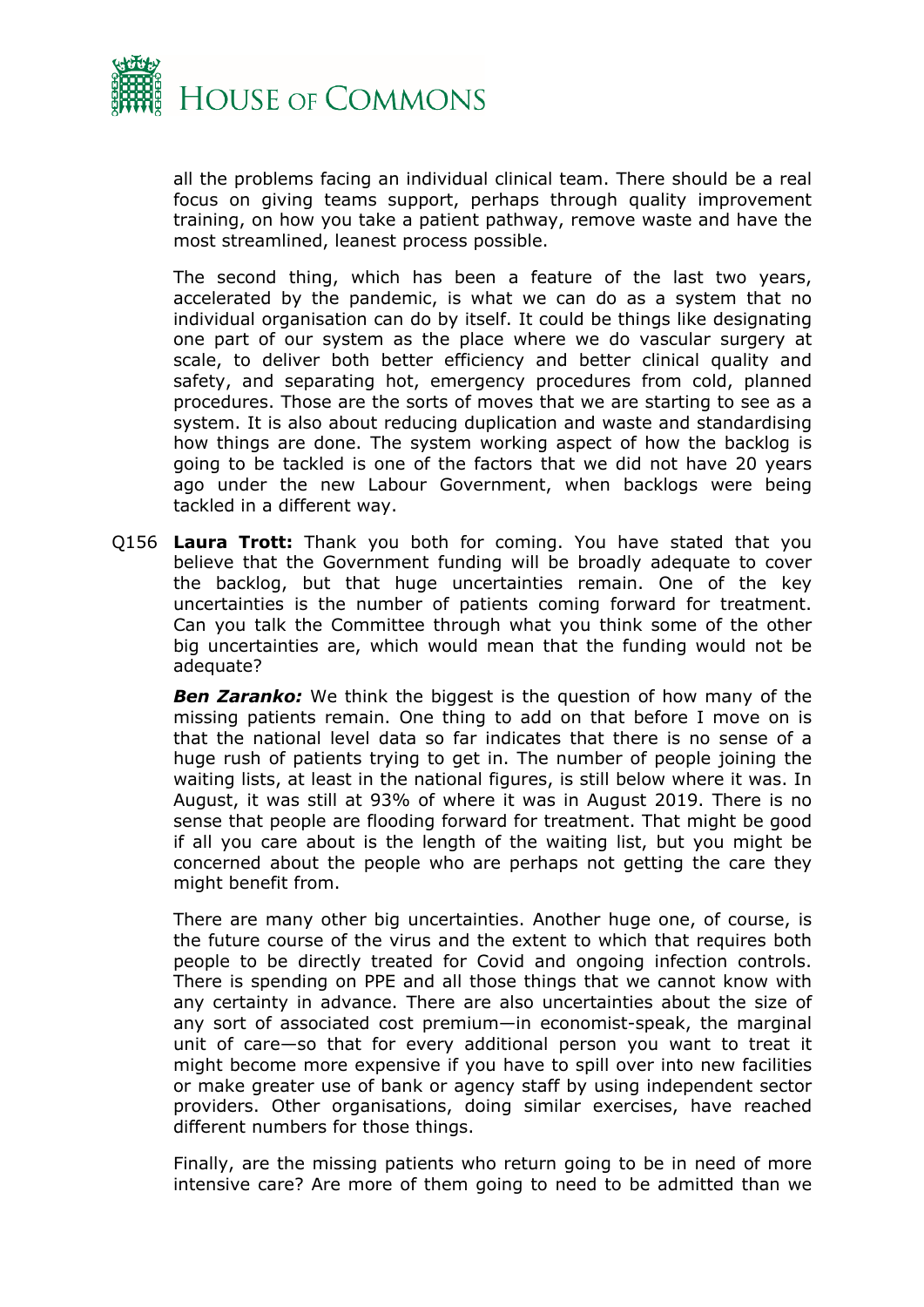all the problems facing an individual clinical team. There should be a real focus on giving teams support, perhaps through quality improvement training, on how you take a patient pathway, remove waste and have the most streamlined, leanest process possible.

The second thing, which has been a feature of the last two years, accelerated by the pandemic, is what we can do as a system that no individual organisation can do by itself. It could be things like designating one part of our system as the place where we do vascular surgery at scale, to deliver both better efficiency and better clinical quality and safety, and separating hot, emergency procedures from cold, planned procedures. Those are the sorts of moves that we are starting to see as a system. It is also about reducing duplication and waste and standardising how things are done. The system working aspect of how the backlog is going to be tackled is one of the factors that we did not have 20 years ago under the new Labour Government, when backlogs were being tackled in a different way.

Q156 **Laura Trott:** Thank you both for coming. You have stated that you believe that the Government funding will be broadly adequate to cover the backlog, but that huge uncertainties remain. One of the key uncertainties is the number of patients coming forward for treatment. Can you talk the Committee through what you think some of the other big uncertainties are, which would mean that the funding would not be adequate?

***Ben Zaranko:*** We think the biggest is the question of how many of the missing patients remain. One thing to add on that before I move on is that the national level data so far indicates that there is no sense of a huge rush of patients trying to get in. The number of people joining the waiting lists, at least in the national figures, is still below where it was. In August, it was still at 93% of where it was in August 2019. There is no sense that people are flooding forward for treatment. That might be good if all you care about is the length of the waiting list, but you might be concerned about the people who are perhaps not getting the care they might benefit from.

There are many other big uncertainties. Another huge one, of course, is the future course of the virus and the extent to which that requires both people to be directly treated for Covid and ongoing infection controls. There is spending on PPE and all those things that we cannot know with any certainty in advance. There are also uncertainties about the size of any sort of associated cost premium—in economist-speak, the marginal unit of care—so that for every additional person you want to treat it might become more expensive if you have to spill over into new facilities or make greater use of bank or agency staff by using independent sector providers. Other organisations, doing similar exercises, have reached different numbers for those things.

Finally, are the missing patients who return going to be in need of more intensive care? Are more of them going to need to be admitted than we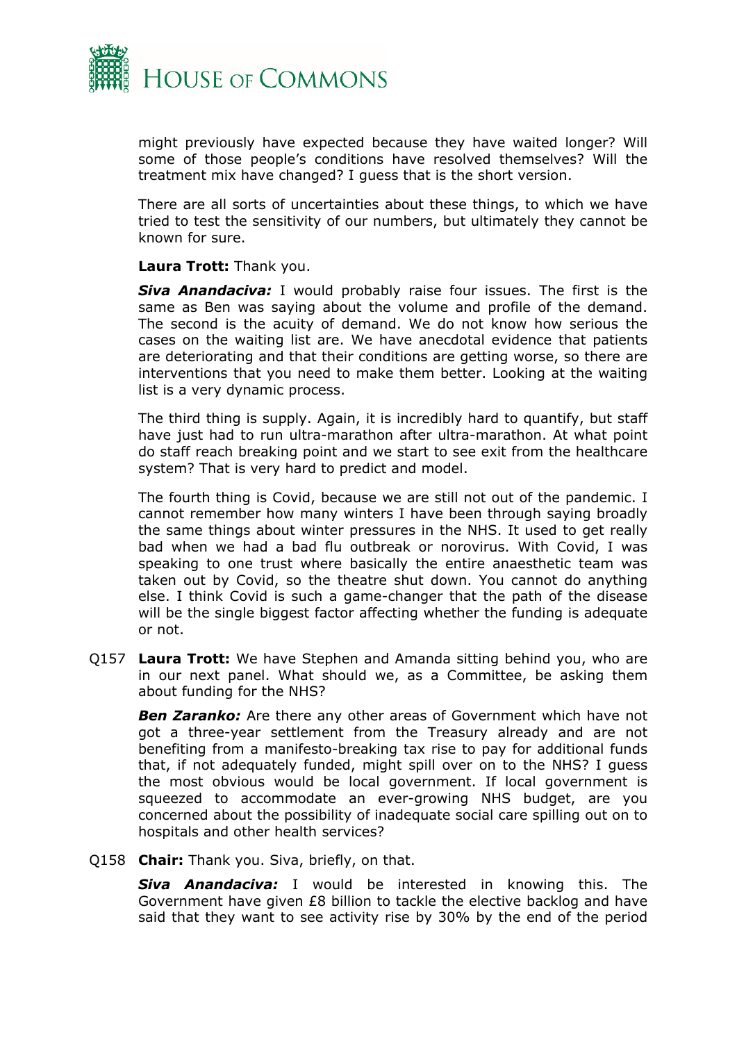might previously have expected because they have waited longer? Will some of those people's conditions have resolved themselves? Will the treatment mix have changed? I guess that is the short version.

There are all sorts of uncertainties about these things, to which we have tried to test the sensitivity of our numbers, but ultimately they cannot be known for sure.

**Laura Trott:** Thank you.

***Siva Anandaciva:*** I would probably raise four issues. The first is the same as Ben was saying about the volume and profile of the demand. The second is the acuity of demand. We do not know how serious the cases on the waiting list are. We have anecdotal evidence that patients are deteriorating and that their conditions are getting worse, so there are interventions that you need to make them better. Looking at the waiting list is a very dynamic process.

The third thing is supply. Again, it is incredibly hard to quantify, but staff have just had to run ultra-marathon after ultra-marathon. At what point do staff reach breaking point and we start to see exit from the healthcare system? That is very hard to predict and model.

The fourth thing is Covid, because we are still not out of the pandemic. I cannot remember how many winters I have been through saying broadly the same things about winter pressures in the NHS. It used to get really bad when we had a bad flu outbreak or norovirus. With Covid, I was speaking to one trust where basically the entire anaesthetic team was taken out by Covid, so the theatre shut down. You cannot do anything else. I think Covid is such a game-changer that the path of the disease will be the single biggest factor affecting whether the funding is adequate or not.

Q157 **Laura Trott:** We have Stephen and Amanda sitting behind you, who are in our next panel. What should we, as a Committee, be asking them about funding for the NHS?

***Ben Zaranko:*** Are there any other areas of Government which have not got a three-year settlement from the Treasury already and are not benefiting from a manifesto-breaking tax rise to pay for additional funds that, if not adequately funded, might spill over on to the NHS? I guess the most obvious would be local government. If local government is squeezed to accommodate an ever-growing NHS budget, are you concerned about the possibility of inadequate social care spilling out on to hospitals and other health services?

Q158 **Chair:** Thank you. Siva, briefly, on that.

***Siva Anandaciva:*** I would be interested in knowing this. The Government have given £8 billion to tackle the elective backlog and have said that they want to see activity rise by 30% by the end of the period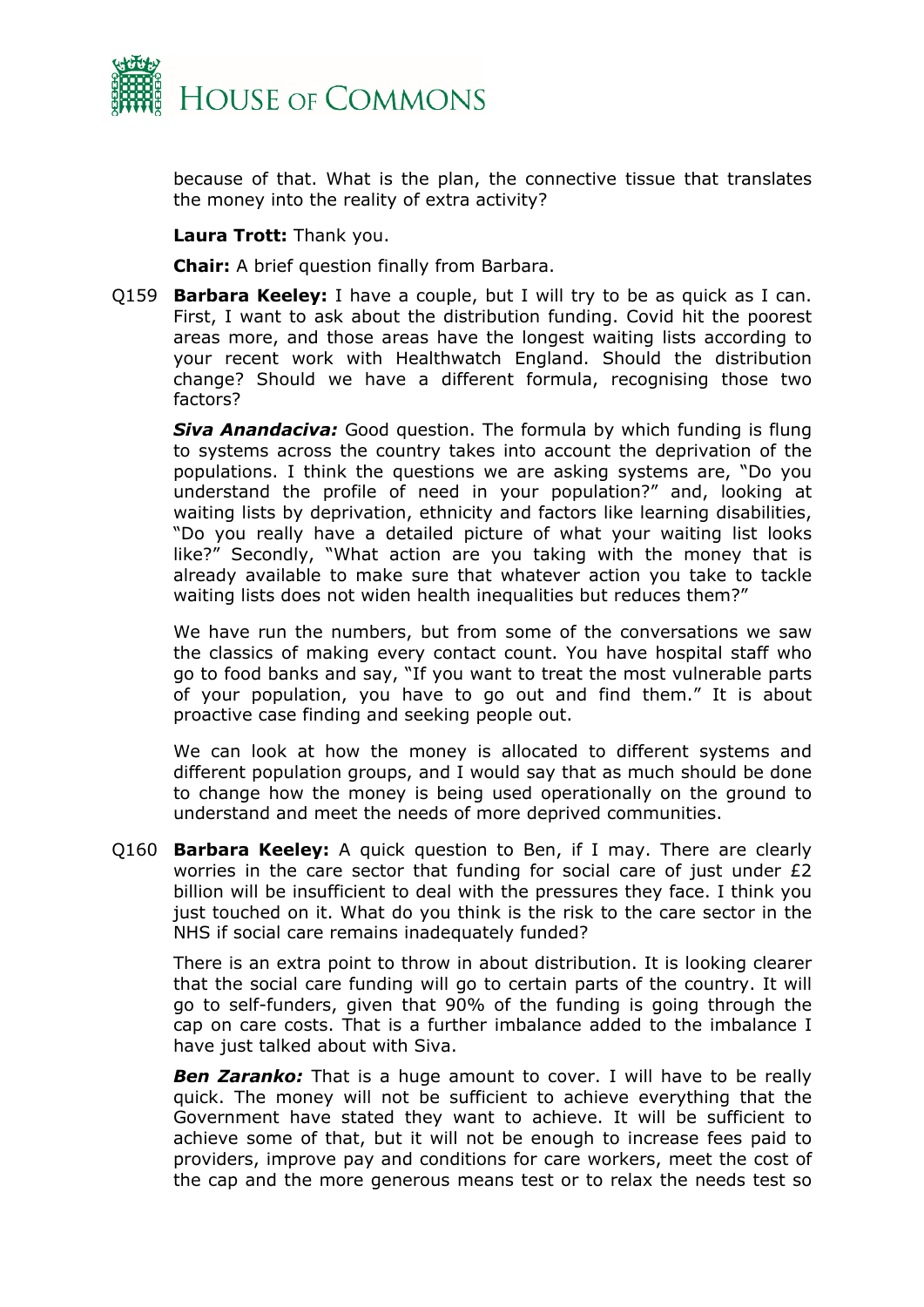because of that. What is the plan, the connective tissue that translates the money into the reality of extra activity?

**Laura Trott:** Thank you.

**Chair:** A brief question finally from Barbara.

Q159 **Barbara Keeley:** I have a couple, but I will try to be as quick as I can. First, I want to ask about the distribution funding. Covid hit the poorest areas more, and those areas have the longest waiting lists according to your recent work with Healthwatch England. Should the distribution change? Should we have a different formula, recognising those two factors?

***Siva Anandaciva:*** Good question. The formula by which funding is flung to systems across the country takes into account the deprivation of the populations. I think the questions we are asking systems are, "Do you understand the profile of need in your population?" and, looking at waiting lists by deprivation, ethnicity and factors like learning disabilities, "Do you really have a detailed picture of what your waiting list looks like?" Secondly, "What action are you taking with the money that is already available to make sure that whatever action you take to tackle waiting lists does not widen health inequalities but reduces them?"

We have run the numbers, but from some of the conversations we saw the classics of making every contact count. You have hospital staff who go to food banks and say, "If you want to treat the most vulnerable parts of your population, you have to go out and find them." It is about proactive case finding and seeking people out.

We can look at how the money is allocated to different systems and different population groups, and I would say that as much should be done to change how the money is being used operationally on the ground to understand and meet the needs of more deprived communities.

Q160 **Barbara Keeley:** A quick question to Ben, if I may. There are clearly worries in the care sector that funding for social care of just under £2 billion will be insufficient to deal with the pressures they face. I think you just touched on it. What do you think is the risk to the care sector in the NHS if social care remains inadequately funded?

There is an extra point to throw in about distribution. It is looking clearer that the social care funding will go to certain parts of the country. It will go to self-funders, given that 90% of the funding is going through the cap on care costs. That is a further imbalance added to the imbalance I have just talked about with Siva.

***Ben Zaranko:*** That is a huge amount to cover. I will have to be really quick. The money will not be sufficient to achieve everything that the Government have stated they want to achieve. It will be sufficient to achieve some of that, but it will not be enough to increase fees paid to providers, improve pay and conditions for care workers, meet the cost of the cap and the more generous means test or to relax the needs test so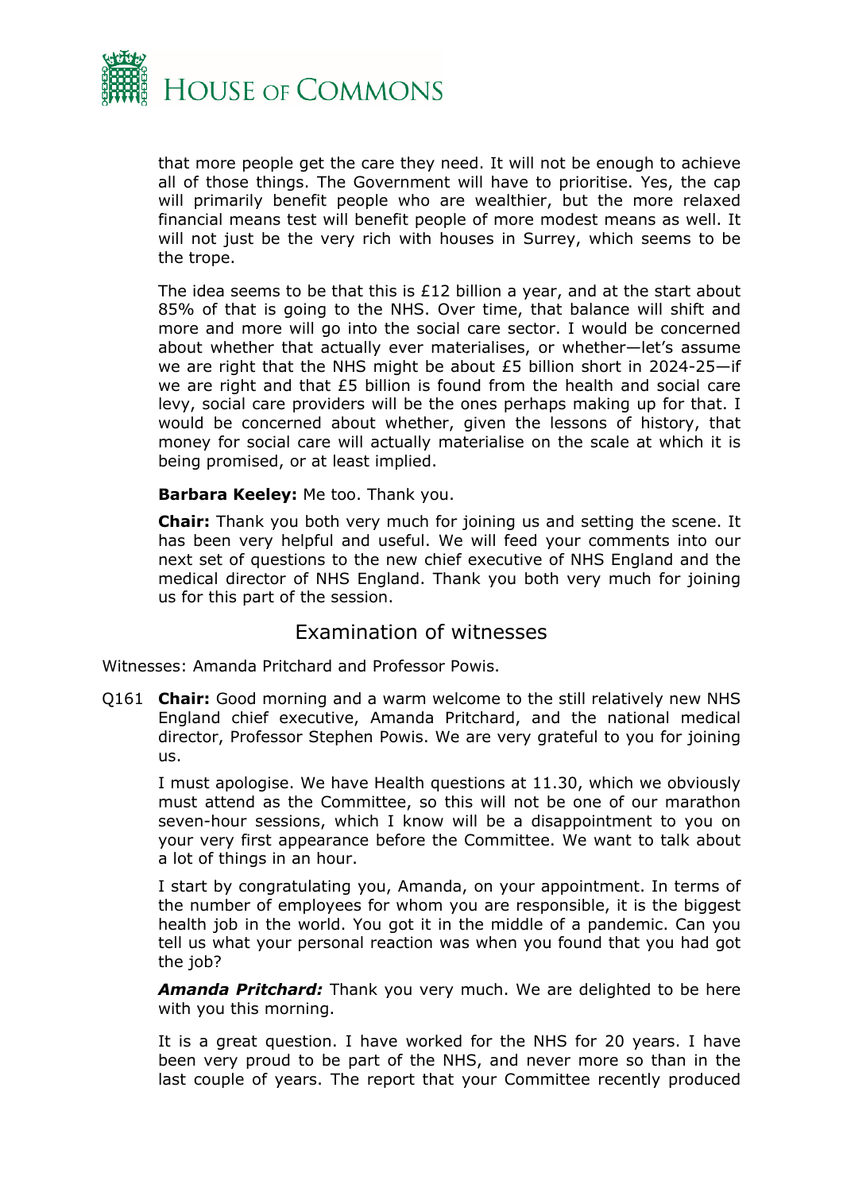that more people get the care they need. It will not be enough to achieve all of those things. The Government will have to prioritise. Yes, the cap will primarily benefit people who are wealthier, but the more relaxed financial means test will benefit people of more modest means as well. It will not just be the very rich with houses in Surrey, which seems to be the trope.

The idea seems to be that this is £12 billion a year, and at the start about 85% of that is going to the NHS. Over time, that balance will shift and more and more will go into the social care sector. I would be concerned about whether that actually ever materialises, or whether—let's assume we are right that the NHS might be about £5 billion short in 2024-25—if we are right and that £5 billion is found from the health and social care levy, social care providers will be the ones perhaps making up for that. I would be concerned about whether, given the lessons of history, that money for social care will actually materialise on the scale at which it is being promised, or at least implied.

**Barbara Keeley:** Me too. Thank you.

**Chair:** Thank you both very much for joining us and setting the scene. It has been very helpful and useful. We will feed your comments into our next set of questions to the new chief executive of NHS England and the medical director of NHS England. Thank you both very much for joining us for this part of the session.

## Examination of witnesses

Witnesses: Amanda Pritchard and Professor Powis.

Q161 **Chair:** Good morning and a warm welcome to the still relatively new NHS England chief executive, Amanda Pritchard, and the national medical director, Professor Stephen Powis. We are very grateful to you for joining us.

I must apologise. We have Health questions at 11.30, which we obviously must attend as the Committee, so this will not be one of our marathon seven-hour sessions, which I know will be a disappointment to you on your very first appearance before the Committee. We want to talk about a lot of things in an hour.

I start by congratulating you, Amanda, on your appointment. In terms of the number of employees for whom you are responsible, it is the biggest health job in the world. You got it in the middle of a pandemic. Can you tell us what your personal reaction was when you found that you had got the job?

***Amanda Pritchard:*** Thank you very much. We are delighted to be here with you this morning.

It is a great question. I have worked for the NHS for 20 years. I have been very proud to be part of the NHS, and never more so than in the last couple of years. The report that your Committee recently produced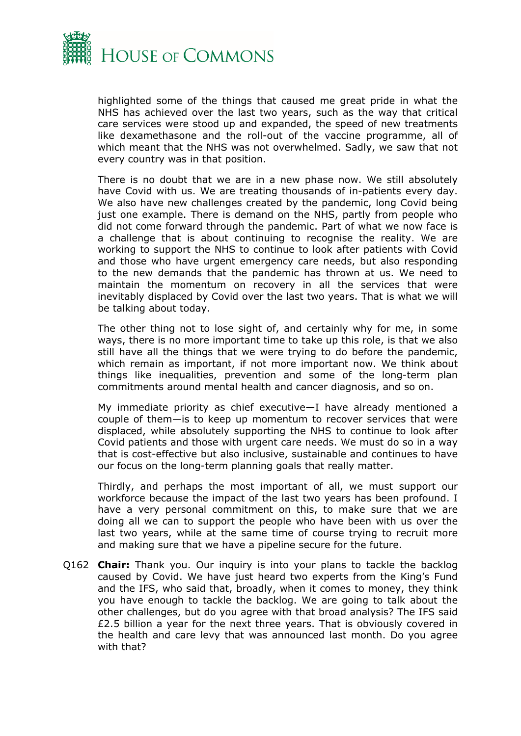highlighted some of the things that caused me great pride in what the NHS has achieved over the last two years, such as the way that critical care services were stood up and expanded, the speed of new treatments like dexamethasone and the roll-out of the vaccine programme, all of which meant that the NHS was not overwhelmed. Sadly, we saw that not every country was in that position.

There is no doubt that we are in a new phase now. We still absolutely have Covid with us. We are treating thousands of in-patients every day. We also have new challenges created by the pandemic, long Covid being just one example. There is demand on the NHS, partly from people who did not come forward through the pandemic. Part of what we now face is a challenge that is about continuing to recognise the reality. We are working to support the NHS to continue to look after patients with Covid and those who have urgent emergency care needs, but also responding to the new demands that the pandemic has thrown at us. We need to maintain the momentum on recovery in all the services that were inevitably displaced by Covid over the last two years. That is what we will be talking about today.

The other thing not to lose sight of, and certainly why for me, in some ways, there is no more important time to take up this role, is that we also still have all the things that we were trying to do before the pandemic, which remain as important, if not more important now. We think about things like inequalities, prevention and some of the long-term plan commitments around mental health and cancer diagnosis, and so on.

My immediate priority as chief executive—I have already mentioned a couple of them—is to keep up momentum to recover services that were displaced, while absolutely supporting the NHS to continue to look after Covid patients and those with urgent care needs. We must do so in a way that is cost-effective but also inclusive, sustainable and continues to have our focus on the long-term planning goals that really matter.

Thirdly, and perhaps the most important of all, we must support our workforce because the impact of the last two years has been profound. I have a very personal commitment on this, to make sure that we are doing all we can to support the people who have been with us over the last two years, while at the same time of course trying to recruit more and making sure that we have a pipeline secure for the future.

Q162 **Chair:** Thank you. Our inquiry is into your plans to tackle the backlog caused by Covid. We have just heard two experts from the King's Fund and the IFS, who said that, broadly, when it comes to money, they think you have enough to tackle the backlog. We are going to talk about the other challenges, but do you agree with that broad analysis? The IFS said £2.5 billion a year for the next three years. That is obviously covered in the health and care levy that was announced last month. Do you agree with that?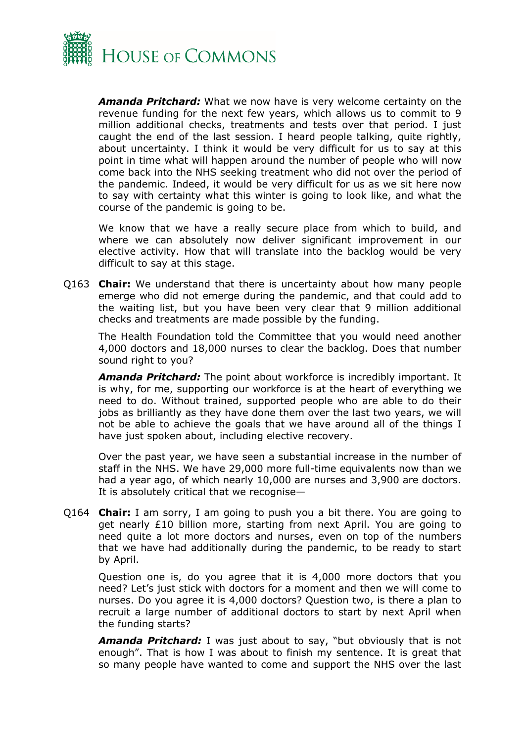***Amanda Pritchard:*** What we now have is very welcome certainty on the revenue funding for the next few years, which allows us to commit to 9 million additional checks, treatments and tests over that period. I just caught the end of the last session. I heard people talking, quite rightly, about uncertainty. I think it would be very difficult for us to say at this point in time what will happen around the number of people who will now come back into the NHS seeking treatment who did not over the period of the pandemic. Indeed, it would be very difficult for us as we sit here now to say with certainty what this winter is going to look like, and what the course of the pandemic is going to be.

We know that we have a really secure place from which to build, and where we can absolutely now deliver significant improvement in our elective activity. How that will translate into the backlog would be very difficult to say at this stage.

Q163 **Chair:** We understand that there is uncertainty about how many people emerge who did not emerge during the pandemic, and that could add to the waiting list, but you have been very clear that 9 million additional checks and treatments are made possible by the funding.

The Health Foundation told the Committee that you would need another 4,000 doctors and 18,000 nurses to clear the backlog. Does that number sound right to you?

***Amanda Pritchard:*** The point about workforce is incredibly important. It is why, for me, supporting our workforce is at the heart of everything we need to do. Without trained, supported people who are able to do their jobs as brilliantly as they have done them over the last two years, we will not be able to achieve the goals that we have around all of the things I have just spoken about, including elective recovery.

Over the past year, we have seen a substantial increase in the number of staff in the NHS. We have 29,000 more full-time equivalents now than we had a year ago, of which nearly 10,000 are nurses and 3,900 are doctors. It is absolutely critical that we recognise—

Q164 **Chair:** I am sorry, I am going to push you a bit there. You are going to get nearly £10 billion more, starting from next April. You are going to need quite a lot more doctors and nurses, even on top of the numbers that we have had additionally during the pandemic, to be ready to start by April.

Question one is, do you agree that it is 4,000 more doctors that you need? Let's just stick with doctors for a moment and then we will come to nurses. Do you agree it is 4,000 doctors? Question two, is there a plan to recruit a large number of additional doctors to start by next April when the funding starts?

***Amanda Pritchard:*** I was just about to say, "but obviously that is not enough". That is how I was about to finish my sentence. It is great that so many people have wanted to come and support the NHS over the last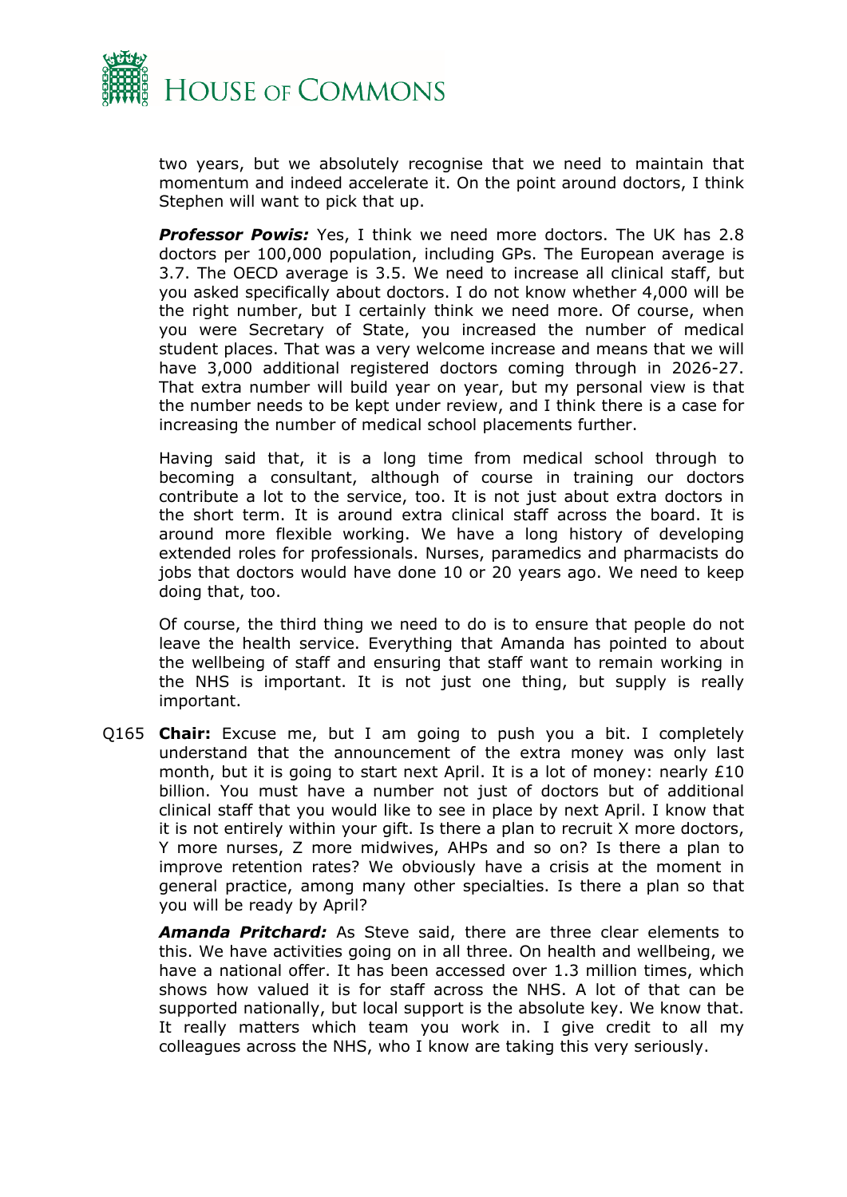two years, but we absolutely recognise that we need to maintain that momentum and indeed accelerate it. On the point around doctors, I think Stephen will want to pick that up.

***Professor Powis:*** Yes, I think we need more doctors. The UK has 2.8 doctors per 100,000 population, including GPs. The European average is 3.7. The OECD average is 3.5. We need to increase all clinical staff, but you asked specifically about doctors. I do not know whether 4,000 will be the right number, but I certainly think we need more. Of course, when you were Secretary of State, you increased the number of medical student places. That was a very welcome increase and means that we will have 3,000 additional registered doctors coming through in 2026-27. That extra number will build year on year, but my personal view is that the number needs to be kept under review, and I think there is a case for increasing the number of medical school placements further.

Having said that, it is a long time from medical school through to becoming a consultant, although of course in training our doctors contribute a lot to the service, too. It is not just about extra doctors in the short term. It is around extra clinical staff across the board. It is around more flexible working. We have a long history of developing extended roles for professionals. Nurses, paramedics and pharmacists do jobs that doctors would have done 10 or 20 years ago. We need to keep doing that, too.

Of course, the third thing we need to do is to ensure that people do not leave the health service. Everything that Amanda has pointed to about the wellbeing of staff and ensuring that staff want to remain working in the NHS is important. It is not just one thing, but supply is really important.

Q165 **Chair:** Excuse me, but I am going to push you a bit. I completely understand that the announcement of the extra money was only last month, but it is going to start next April. It is a lot of money: nearly £10 billion. You must have a number not just of doctors but of additional clinical staff that you would like to see in place by next April. I know that it is not entirely within your gift. Is there a plan to recruit X more doctors, Y more nurses, Z more midwives, AHPs and so on? Is there a plan to improve retention rates? We obviously have a crisis at the moment in general practice, among many other specialties. Is there a plan so that you will be ready by April?

***Amanda Pritchard:*** As Steve said, there are three clear elements to this. We have activities going on in all three. On health and wellbeing, we have a national offer. It has been accessed over 1.3 million times, which shows how valued it is for staff across the NHS. A lot of that can be supported nationally, but local support is the absolute key. We know that. It really matters which team you work in. I give credit to all my colleagues across the NHS, who I know are taking this very seriously.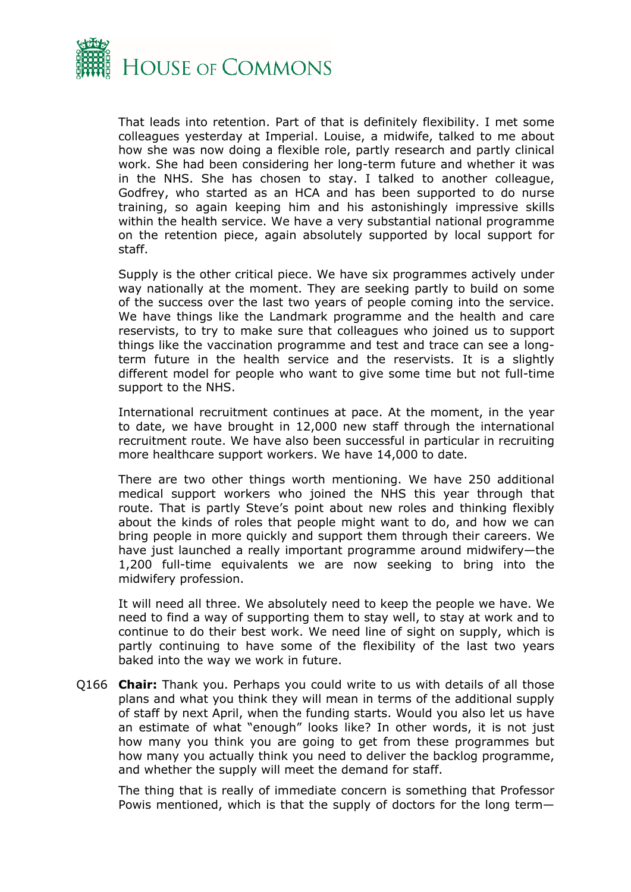That leads into retention. Part of that is definitely flexibility. I met some colleagues yesterday at Imperial. Louise, a midwife, talked to me about how she was now doing a flexible role, partly research and partly clinical work. She had been considering her long-term future and whether it was in the NHS. She has chosen to stay. I talked to another colleague, Godfrey, who started as an HCA and has been supported to do nurse training, so again keeping him and his astonishingly impressive skills within the health service. We have a very substantial national programme on the retention piece, again absolutely supported by local support for staff.

Supply is the other critical piece. We have six programmes actively under way nationally at the moment. They are seeking partly to build on some of the success over the last two years of people coming into the service. We have things like the Landmark programme and the health and care reservists, to try to make sure that colleagues who joined us to support things like the vaccination programme and test and trace can see a long-term future in the health service and the reservists. It is a slightly different model for people who want to give some time but not full-time support to the NHS.

International recruitment continues at pace. At the moment, in the year to date, we have brought in 12,000 new staff through the international recruitment route. We have also been successful in particular in recruiting more healthcare support workers. We have 14,000 to date.

There are two other things worth mentioning. We have 250 additional medical support workers who joined the NHS this year through that route. That is partly Steve's point about new roles and thinking flexibly about the kinds of roles that people might want to do, and how we can bring people in more quickly and support them through their careers. We have just launched a really important programme around midwifery—the 1,200 full-time equivalents we are now seeking to bring into the midwifery profession.

It will need all three. We absolutely need to keep the people we have. We need to find a way of supporting them to stay well, to stay at work and to continue to do their best work. We need line of sight on supply, which is partly continuing to have some of the flexibility of the last two years baked into the way we work in future.

Q166 **Chair:** Thank you. Perhaps you could write to us with details of all those plans and what you think they will mean in terms of the additional supply of staff by next April, when the funding starts. Would you also let us have an estimate of what "enough" looks like? In other words, it is not just how many you think you are going to get from these programmes but how many you actually think you need to deliver the backlog programme, and whether the supply will meet the demand for staff.

The thing that is really of immediate concern is something that Professor Powis mentioned, which is that the supply of doctors for the long term—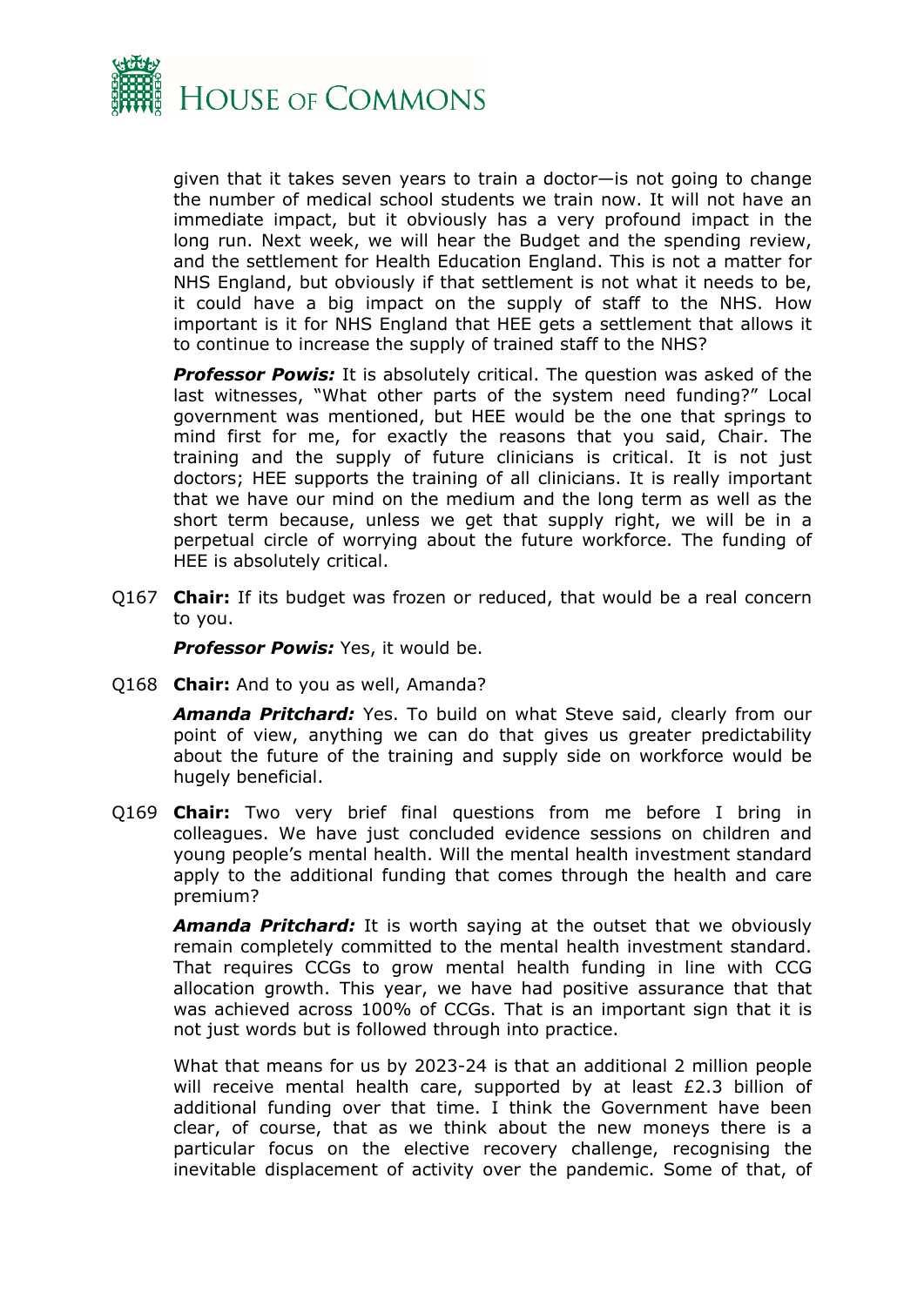given that it takes seven years to train a doctor—is not going to change the number of medical school students we train now. It will not have an immediate impact, but it obviously has a very profound impact in the long run. Next week, we will hear the Budget and the spending review, and the settlement for Health Education England. This is not a matter for NHS England, but obviously if that settlement is not what it needs to be, it could have a big impact on the supply of staff to the NHS. How important is it for NHS England that HEE gets a settlement that allows it to continue to increase the supply of trained staff to the NHS?

***Professor Powis:*** It is absolutely critical. The question was asked of the last witnesses, "What other parts of the system need funding?" Local government was mentioned, but HEE would be the one that springs to mind first for me, for exactly the reasons that you said, Chair. The training and the supply of future clinicians is critical. It is not just doctors; HEE supports the training of all clinicians. It is really important that we have our mind on the medium and the long term as well as the short term because, unless we get that supply right, we will be in a perpetual circle of worrying about the future workforce. The funding of HEE is absolutely critical.

Q167 **Chair:** If its budget was frozen or reduced, that would be a real concern to you.

***Professor Powis:*** Yes, it would be.

Q168 **Chair:** And to you as well, Amanda?

***Amanda Pritchard:*** Yes. To build on what Steve said, clearly from our point of view, anything we can do that gives us greater predictability about the future of the training and supply side on workforce would be hugely beneficial.

Q169 **Chair:** Two very brief final questions from me before I bring in colleagues. We have just concluded evidence sessions on children and young people's mental health. Will the mental health investment standard apply to the additional funding that comes through the health and care premium?

***Amanda Pritchard:*** It is worth saying at the outset that we obviously remain completely committed to the mental health investment standard. That requires CCGs to grow mental health funding in line with CCG allocation growth. This year, we have had positive assurance that that was achieved across 100% of CCGs. That is an important sign that it is not just words but is followed through into practice.

What that means for us by 2023-24 is that an additional 2 million people will receive mental health care, supported by at least £2.3 billion of additional funding over that time. I think the Government have been clear, of course, that as we think about the new moneys there is a particular focus on the elective recovery challenge, recognising the inevitable displacement of activity over the pandemic. Some of that, of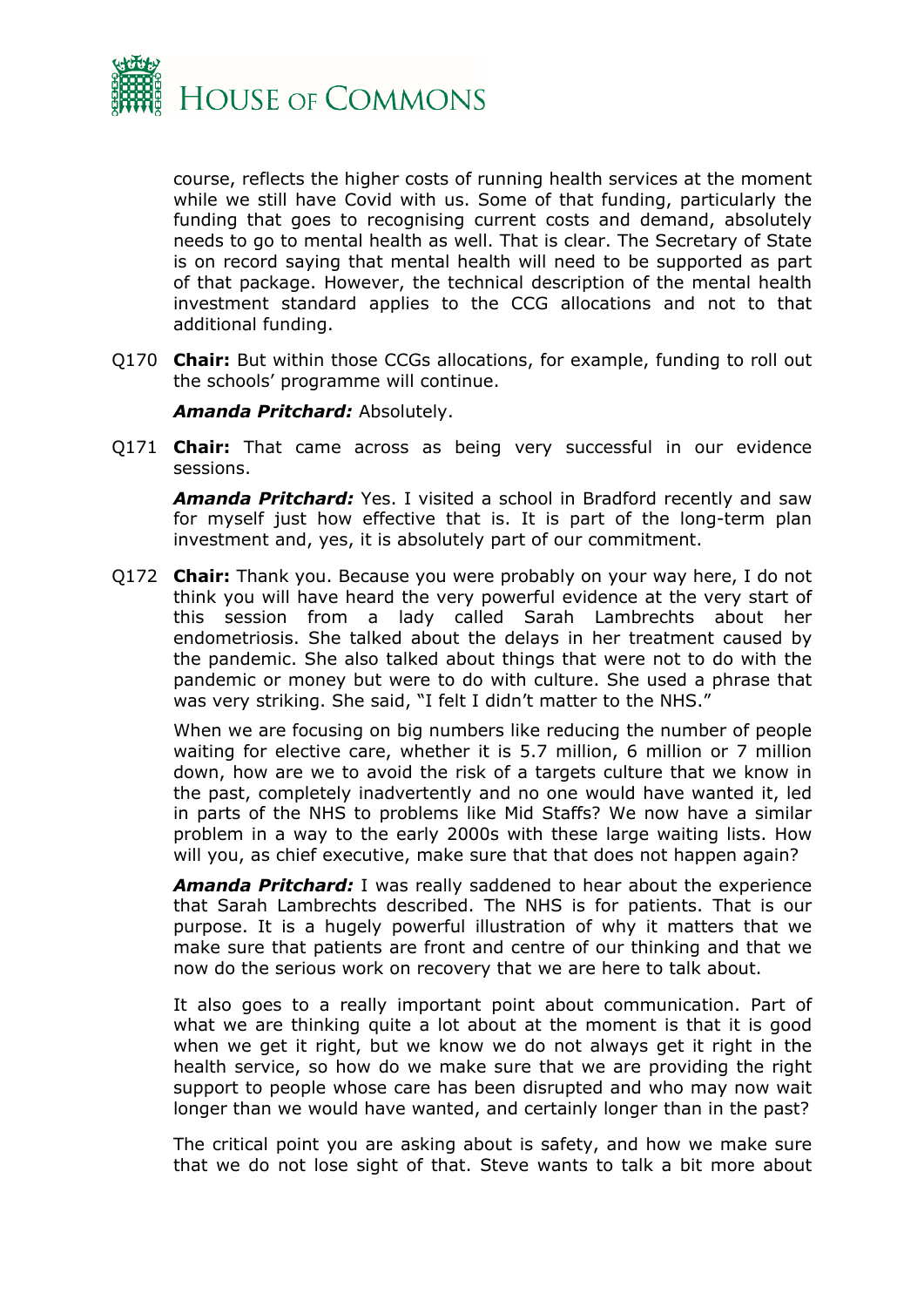course, reflects the higher costs of running health services at the moment while we still have Covid with us. Some of that funding, particularly the funding that goes to recognising current costs and demand, absolutely needs to go to mental health as well. That is clear. The Secretary of State is on record saying that mental health will need to be supported as part of that package. However, the technical description of the mental health investment standard applies to the CCG allocations and not to that additional funding.

Q170 **Chair:** But within those CCGs allocations, for example, funding to roll out the schools' programme will continue.

***Amanda Pritchard:*** Absolutely.

Q171 **Chair:** That came across as being very successful in our evidence sessions.

***Amanda Pritchard:*** Yes. I visited a school in Bradford recently and saw for myself just how effective that is. It is part of the long-term plan investment and, yes, it is absolutely part of our commitment.

Q172 **Chair:** Thank you. Because you were probably on your way here, I do not think you will have heard the very powerful evidence at the very start of this session from a lady called Sarah Lambrechts about her endometriosis. She talked about the delays in her treatment caused by the pandemic. She also talked about things that were not to do with the pandemic or money but were to do with culture. She used a phrase that was very striking. She said, "I felt I didn't matter to the NHS."

When we are focusing on big numbers like reducing the number of people waiting for elective care, whether it is 5.7 million, 6 million or 7 million down, how are we to avoid the risk of a targets culture that we know in the past, completely inadvertently and no one would have wanted it, led in parts of the NHS to problems like Mid Staffs? We now have a similar problem in a way to the early 2000s with these large waiting lists. How will you, as chief executive, make sure that that does not happen again?

***Amanda Pritchard:*** I was really saddened to hear about the experience that Sarah Lambrechts described. The NHS is for patients. That is our purpose. It is a hugely powerful illustration of why it matters that we make sure that patients are front and centre of our thinking and that we now do the serious work on recovery that we are here to talk about.

It also goes to a really important point about communication. Part of what we are thinking quite a lot about at the moment is that it is good when we get it right, but we know we do not always get it right in the health service, so how do we make sure that we are providing the right support to people whose care has been disrupted and who may now wait longer than we would have wanted, and certainly longer than in the past?

The critical point you are asking about is safety, and how we make sure that we do not lose sight of that. Steve wants to talk a bit more about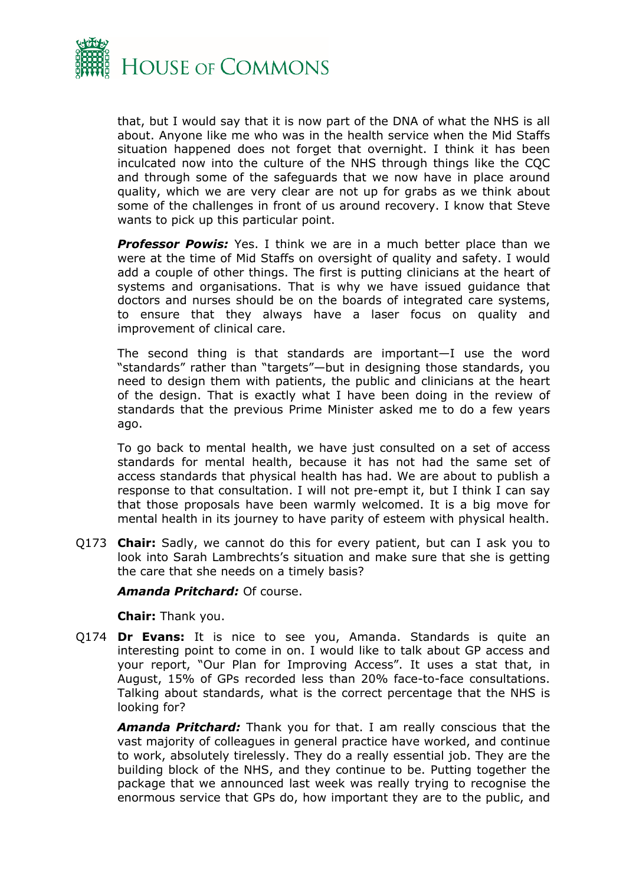that, but I would say that it is now part of the DNA of what the NHS is all about. Anyone like me who was in the health service when the Mid Staffs situation happened does not forget that overnight. I think it has been inculcated now into the culture of the NHS through things like the CQC and through some of the safeguards that we now have in place around quality, which we are very clear are not up for grabs as we think about some of the challenges in front of us around recovery. I know that Steve wants to pick up this particular point.

***Professor Powis:*** Yes. I think we are in a much better place than we were at the time of Mid Staffs on oversight of quality and safety. I would add a couple of other things. The first is putting clinicians at the heart of systems and organisations. That is why we have issued guidance that doctors and nurses should be on the boards of integrated care systems, to ensure that they always have a laser focus on quality and improvement of clinical care.

The second thing is that standards are important—I use the word "standards" rather than "targets"—but in designing those standards, you need to design them with patients, the public and clinicians at the heart of the design. That is exactly what I have been doing in the review of standards that the previous Prime Minister asked me to do a few years ago.

To go back to mental health, we have just consulted on a set of access standards for mental health, because it has not had the same set of access standards that physical health has had. We are about to publish a response to that consultation. I will not pre-empt it, but I think I can say that those proposals have been warmly welcomed. It is a big move for mental health in its journey to have parity of esteem with physical health.

Q173 **Chair:** Sadly, we cannot do this for every patient, but can I ask you to look into Sarah Lambrechts's situation and make sure that she is getting the care that she needs on a timely basis?

***Amanda Pritchard:*** Of course.

**Chair:** Thank you.

Q174 **Dr Evans:** It is nice to see you, Amanda. Standards is quite an interesting point to come in on. I would like to talk about GP access and your report, "Our Plan for Improving Access". It uses a stat that, in August, 15% of GPs recorded less than 20% face-to-face consultations. Talking about standards, what is the correct percentage that the NHS is looking for?

***Amanda Pritchard:*** Thank you for that. I am really conscious that the vast majority of colleagues in general practice have worked, and continue to work, absolutely tirelessly. They do a really essential job. They are the building block of the NHS, and they continue to be. Putting together the package that we announced last week was really trying to recognise the enormous service that GPs do, how important they are to the public, and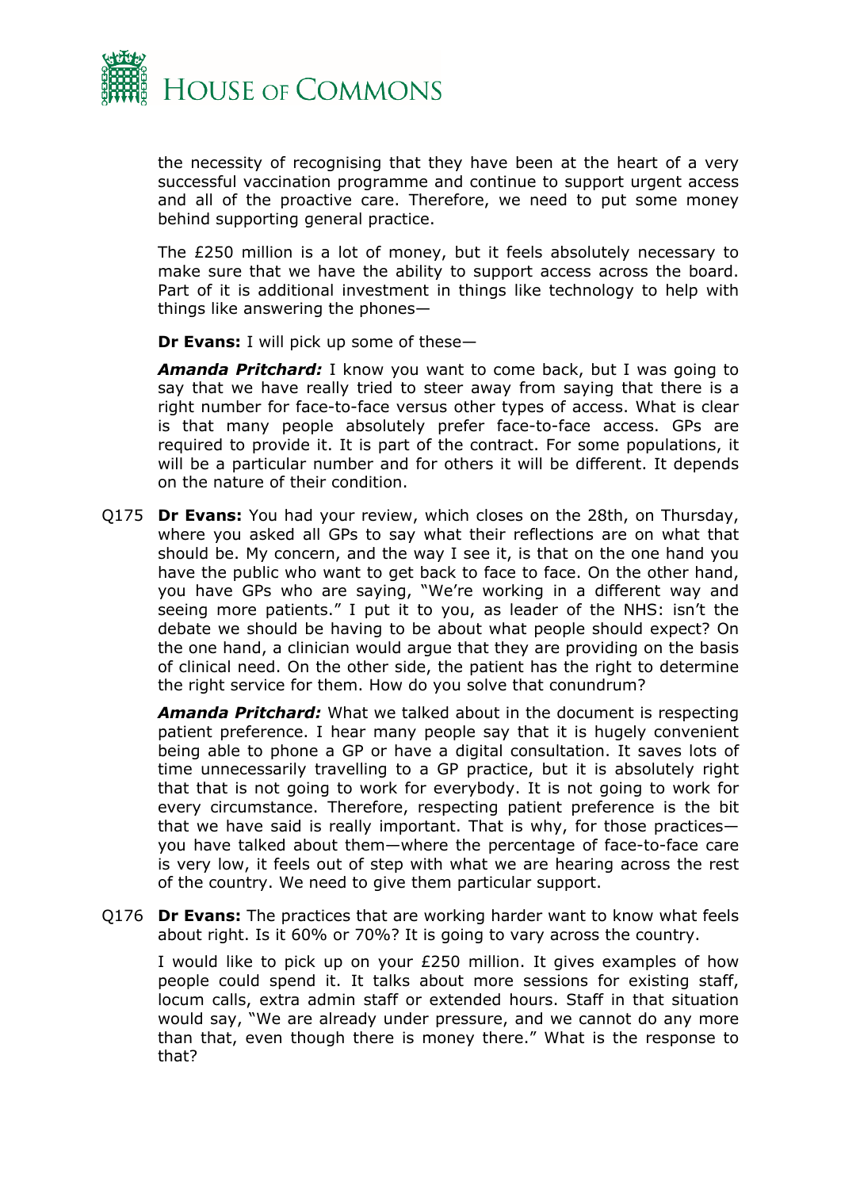the necessity of recognising that they have been at the heart of a very successful vaccination programme and continue to support urgent access and all of the proactive care. Therefore, we need to put some money behind supporting general practice.

The £250 million is a lot of money, but it feels absolutely necessary to make sure that we have the ability to support access across the board. Part of it is additional investment in things like technology to help with things like answering the phones—

**Dr Evans:** I will pick up some of these—

***Amanda Pritchard:*** I know you want to come back, but I was going to say that we have really tried to steer away from saying that there is a right number for face-to-face versus other types of access. What is clear is that many people absolutely prefer face-to-face access. GPs are required to provide it. It is part of the contract. For some populations, it will be a particular number and for others it will be different. It depends on the nature of their condition.

Q175 **Dr Evans:** You had your review, which closes on the 28th, on Thursday, where you asked all GPs to say what their reflections are on what that should be. My concern, and the way I see it, is that on the one hand you have the public who want to get back to face to face. On the other hand, you have GPs who are saying, "We're working in a different way and seeing more patients." I put it to you, as leader of the NHS: isn't the debate we should be having to be about what people should expect? On the one hand, a clinician would argue that they are providing on the basis of clinical need. On the other side, the patient has the right to determine the right service for them. How do you solve that conundrum?

***Amanda Pritchard:*** What we talked about in the document is respecting patient preference. I hear many people say that it is hugely convenient being able to phone a GP or have a digital consultation. It saves lots of time unnecessarily travelling to a GP practice, but it is absolutely right that that is not going to work for everybody. It is not going to work for every circumstance. Therefore, respecting patient preference is the bit that we have said is really important. That is why, for those practices—you have talked about them—where the percentage of face-to-face care is very low, it feels out of step with what we are hearing across the rest of the country. We need to give them particular support.

Q176 **Dr Evans:** The practices that are working harder want to know what feels about right. Is it 60% or 70%? It is going to vary across the country.

I would like to pick up on your £250 million. It gives examples of how people could spend it. It talks about more sessions for existing staff, locum calls, extra admin staff or extended hours. Staff in that situation would say, "We are already under pressure, and we cannot do any more than that, even though there is money there." What is the response to that?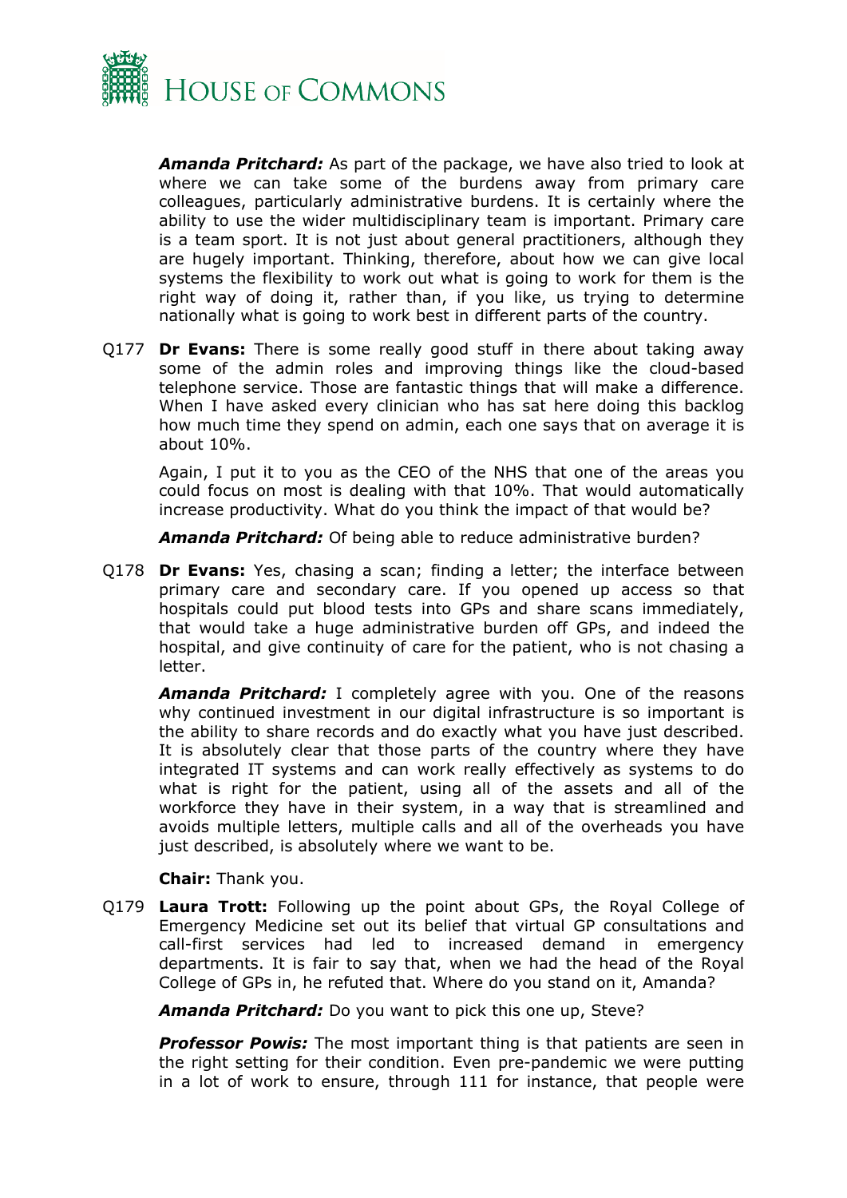***Amanda Pritchard:*** As part of the package, we have also tried to look at where we can take some of the burdens away from primary care colleagues, particularly administrative burdens. It is certainly where the ability to use the wider multidisciplinary team is important. Primary care is a team sport. It is not just about general practitioners, although they are hugely important. Thinking, therefore, about how we can give local systems the flexibility to work out what is going to work for them is the right way of doing it, rather than, if you like, us trying to determine nationally what is going to work best in different parts of the country.

Q177 **Dr Evans:** There is some really good stuff in there about taking away some of the admin roles and improving things like the cloud-based telephone service. Those are fantastic things that will make a difference. When I have asked every clinician who has sat here doing this backlog how much time they spend on admin, each one says that on average it is about 10%.

Again, I put it to you as the CEO of the NHS that one of the areas you could focus on most is dealing with that 10%. That would automatically increase productivity. What do you think the impact of that would be?

***Amanda Pritchard:*** Of being able to reduce administrative burden?

Q178 **Dr Evans:** Yes, chasing a scan; finding a letter; the interface between primary care and secondary care. If you opened up access so that hospitals could put blood tests into GPs and share scans immediately, that would take a huge administrative burden off GPs, and indeed the hospital, and give continuity of care for the patient, who is not chasing a letter.

***Amanda Pritchard:*** I completely agree with you. One of the reasons why continued investment in our digital infrastructure is so important is the ability to share records and do exactly what you have just described. It is absolutely clear that those parts of the country where they have integrated IT systems and can work really effectively as systems to do what is right for the patient, using all of the assets and all of the workforce they have in their system, in a way that is streamlined and avoids multiple letters, multiple calls and all of the overheads you have just described, is absolutely where we want to be.

**Chair:** Thank you.

Q179 **Laura Trott:** Following up the point about GPs, the Royal College of Emergency Medicine set out its belief that virtual GP consultations and call-first services had led to increased demand in emergency departments. It is fair to say that, when we had the head of the Royal College of GPs in, he refuted that. Where do you stand on it, Amanda?

***Amanda Pritchard:*** Do you want to pick this one up, Steve?

***Professor Powis:*** The most important thing is that patients are seen in the right setting for their condition. Even pre-pandemic we were putting in a lot of work to ensure, through 111 for instance, that people were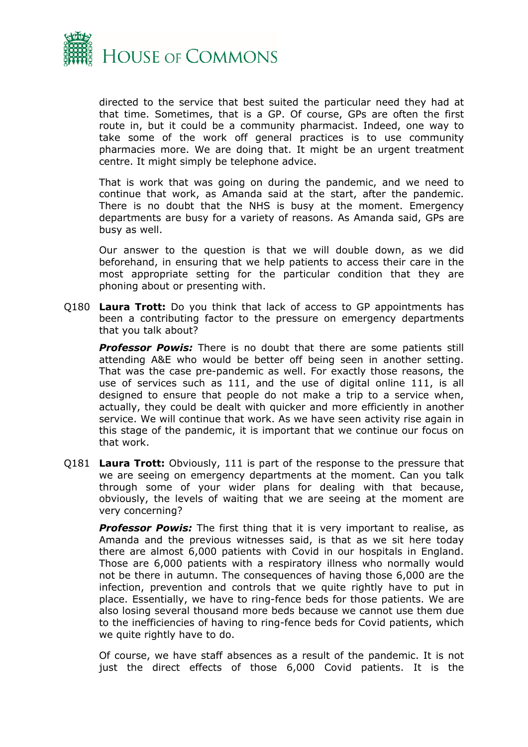directed to the service that best suited the particular need they had at that time. Sometimes, that is a GP. Of course, GPs are often the first route in, but it could be a community pharmacist. Indeed, one way to take some of the work off general practices is to use community pharmacies more. We are doing that. It might be an urgent treatment centre. It might simply be telephone advice.

That is work that was going on during the pandemic, and we need to continue that work, as Amanda said at the start, after the pandemic. There is no doubt that the NHS is busy at the moment. Emergency departments are busy for a variety of reasons. As Amanda said, GPs are busy as well.

Our answer to the question is that we will double down, as we did beforehand, in ensuring that we help patients to access their care in the most appropriate setting for the particular condition that they are phoning about or presenting with.

Q180 **Laura Trott:** Do you think that lack of access to GP appointments has been a contributing factor to the pressure on emergency departments that you talk about?

***Professor Powis:*** There is no doubt that there are some patients still attending A&E who would be better off being seen in another setting. That was the case pre-pandemic as well. For exactly those reasons, the use of services such as 111, and the use of digital online 111, is all designed to ensure that people do not make a trip to a service when, actually, they could be dealt with quicker and more efficiently in another service. We will continue that work. As we have seen activity rise again in this stage of the pandemic, it is important that we continue our focus on that work.

Q181 **Laura Trott:** Obviously, 111 is part of the response to the pressure that we are seeing on emergency departments at the moment. Can you talk through some of your wider plans for dealing with that because, obviously, the levels of waiting that we are seeing at the moment are very concerning?

***Professor Powis:*** The first thing that it is very important to realise, as Amanda and the previous witnesses said, is that as we sit here today there are almost 6,000 patients with Covid in our hospitals in England. Those are 6,000 patients with a respiratory illness who normally would not be there in autumn. The consequences of having those 6,000 are the infection, prevention and controls that we quite rightly have to put in place. Essentially, we have to ring-fence beds for those patients. We are also losing several thousand more beds because we cannot use them due to the inefficiencies of having to ring-fence beds for Covid patients, which we quite rightly have to do.

Of course, we have staff absences as a result of the pandemic. It is not just the direct effects of those 6,000 Covid patients. It is the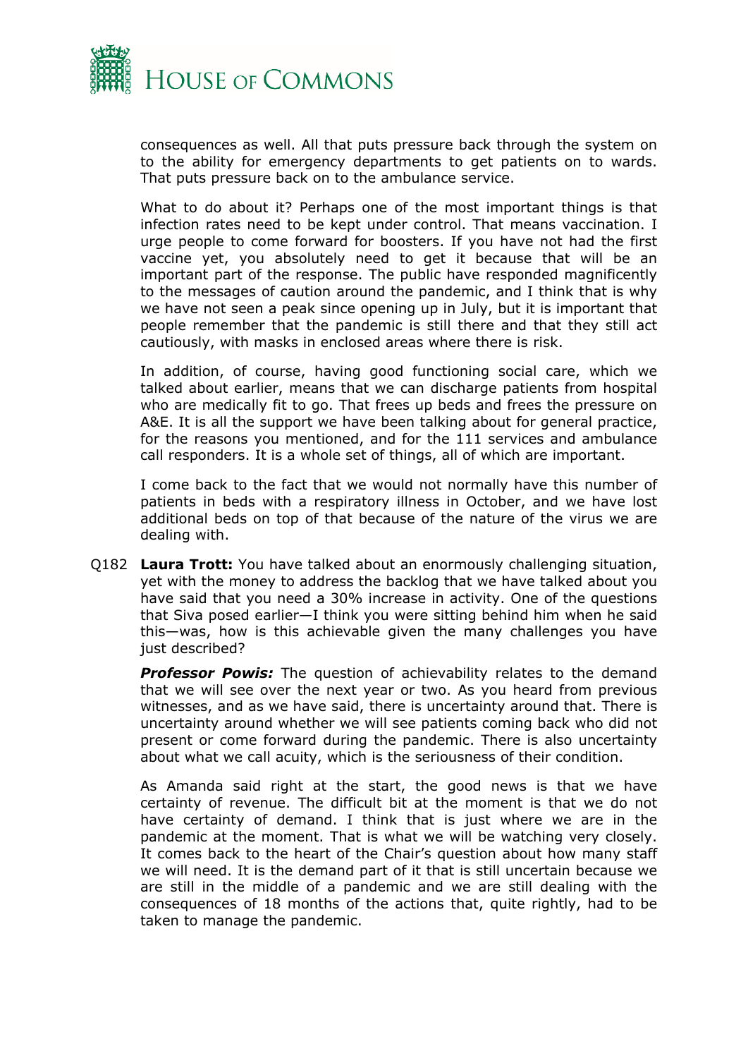consequences as well. All that puts pressure back through the system on to the ability for emergency departments to get patients on to wards. That puts pressure back on to the ambulance service.

What to do about it? Perhaps one of the most important things is that infection rates need to be kept under control. That means vaccination. I urge people to come forward for boosters. If you have not had the first vaccine yet, you absolutely need to get it because that will be an important part of the response. The public have responded magnificently to the messages of caution around the pandemic, and I think that is why we have not seen a peak since opening up in July, but it is important that people remember that the pandemic is still there and that they still act cautiously, with masks in enclosed areas where there is risk.

In addition, of course, having good functioning social care, which we talked about earlier, means that we can discharge patients from hospital who are medically fit to go. That frees up beds and frees the pressure on A&E. It is all the support we have been talking about for general practice, for the reasons you mentioned, and for the 111 services and ambulance call responders. It is a whole set of things, all of which are important.

I come back to the fact that we would not normally have this number of patients in beds with a respiratory illness in October, and we have lost additional beds on top of that because of the nature of the virus we are dealing with.

Q182 **Laura Trott:** You have talked about an enormously challenging situation, yet with the money to address the backlog that we have talked about you have said that you need a 30% increase in activity. One of the questions that Siva posed earlier—I think you were sitting behind him when he said this—was, how is this achievable given the many challenges you have just described?

***Professor Powis:*** The question of achievability relates to the demand that we will see over the next year or two. As you heard from previous witnesses, and as we have said, there is uncertainty around that. There is uncertainty around whether we will see patients coming back who did not present or come forward during the pandemic. There is also uncertainty about what we call acuity, which is the seriousness of their condition.

As Amanda said right at the start, the good news is that we have certainty of revenue. The difficult bit at the moment is that we do not have certainty of demand. I think that is just where we are in the pandemic at the moment. That is what we will be watching very closely. It comes back to the heart of the Chair's question about how many staff we will need. It is the demand part of it that is still uncertain because we are still in the middle of a pandemic and we are still dealing with the consequences of 18 months of the actions that, quite rightly, had to be taken to manage the pandemic.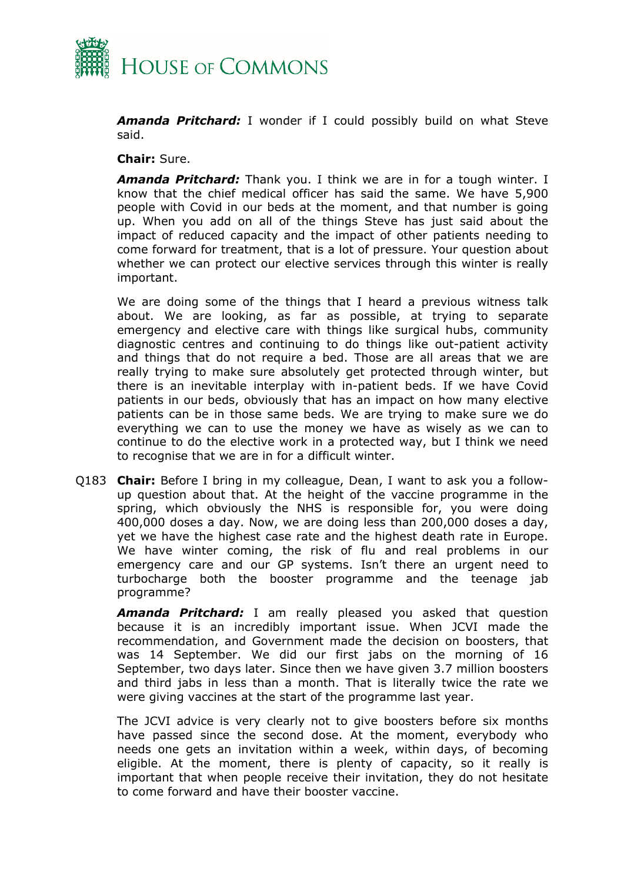***Amanda Pritchard:*** I wonder if I could possibly build on what Steve said.

**Chair:** Sure.

***Amanda Pritchard:*** Thank you. I think we are in for a tough winter. I know that the chief medical officer has said the same. We have 5,900 people with Covid in our beds at the moment, and that number is going up. When you add on all of the things Steve has just said about the impact of reduced capacity and the impact of other patients needing to come forward for treatment, that is a lot of pressure. Your question about whether we can protect our elective services through this winter is really important.

We are doing some of the things that I heard a previous witness talk about. We are looking, as far as possible, at trying to separate emergency and elective care with things like surgical hubs, community diagnostic centres and continuing to do things like out-patient activity and things that do not require a bed. Those are all areas that we are really trying to make sure absolutely get protected through winter, but there is an inevitable interplay with in-patient beds. If we have Covid patients in our beds, obviously that has an impact on how many elective patients can be in those same beds. We are trying to make sure we do everything we can to use the money we have as wisely as we can to continue to do the elective work in a protected way, but I think we need to recognise that we are in for a difficult winter.

Q183 **Chair:** Before I bring in my colleague, Dean, I want to ask you a follow-up question about that. At the height of the vaccine programme in the spring, which obviously the NHS is responsible for, you were doing 400,000 doses a day. Now, we are doing less than 200,000 doses a day, yet we have the highest case rate and the highest death rate in Europe. We have winter coming, the risk of flu and real problems in our emergency care and our GP systems. Isn't there an urgent need to turbocharge both the booster programme and the teenage jab programme?

***Amanda Pritchard:*** I am really pleased you asked that question because it is an incredibly important issue. When JCVI made the recommendation, and Government made the decision on boosters, that was 14 September. We did our first jabs on the morning of 16 September, two days later. Since then we have given 3.7 million boosters and third jabs in less than a month. That is literally twice the rate we were giving vaccines at the start of the programme last year.

The JCVI advice is very clearly not to give boosters before six months have passed since the second dose. At the moment, everybody who needs one gets an invitation within a week, within days, of becoming eligible. At the moment, there is plenty of capacity, so it really is important that when people receive their invitation, they do not hesitate to come forward and have their booster vaccine.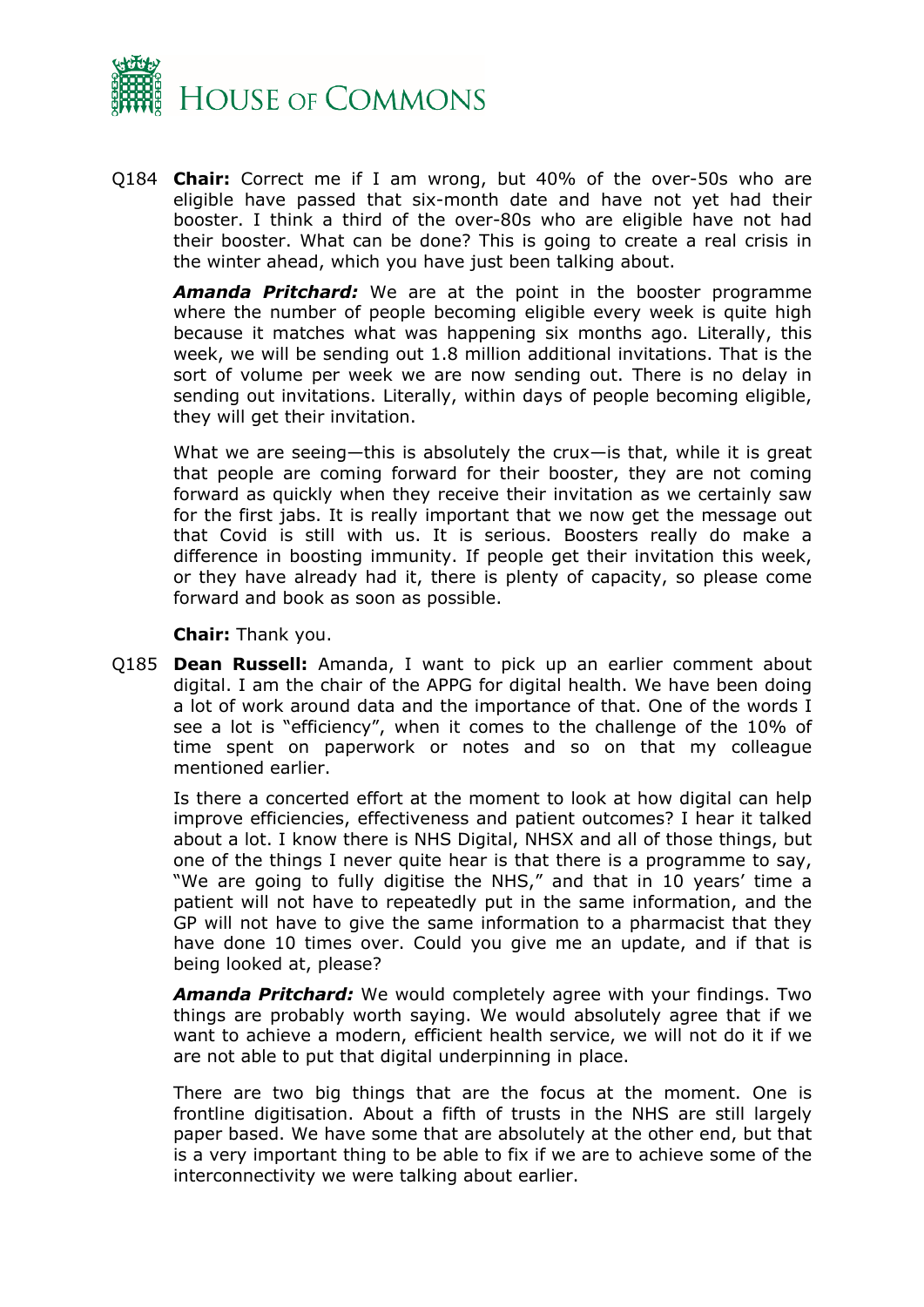Q184 **Chair:** Correct me if I am wrong, but 40% of the over-50s who are eligible have passed that six-month date and have not yet had their booster. I think a third of the over-80s who are eligible have not had their booster. What can be done? This is going to create a real crisis in the winter ahead, which you have just been talking about.

***Amanda Pritchard:*** We are at the point in the booster programme where the number of people becoming eligible every week is quite high because it matches what was happening six months ago. Literally, this week, we will be sending out 1.8 million additional invitations. That is the sort of volume per week we are now sending out. There is no delay in sending out invitations. Literally, within days of people becoming eligible, they will get their invitation.

What we are seeing—this is absolutely the crux—is that, while it is great that people are coming forward for their booster, they are not coming forward as quickly when they receive their invitation as we certainly saw for the first jabs. It is really important that we now get the message out that Covid is still with us. It is serious. Boosters really do make a difference in boosting immunity. If people get their invitation this week, or they have already had it, there is plenty of capacity, so please come forward and book as soon as possible.

**Chair:** Thank you.

Q185 **Dean Russell:** Amanda, I want to pick up an earlier comment about digital. I am the chair of the APPG for digital health. We have been doing a lot of work around data and the importance of that. One of the words I see a lot is "efficiency", when it comes to the challenge of the 10% of time spent on paperwork or notes and so on that my colleague mentioned earlier.

Is there a concerted effort at the moment to look at how digital can help improve efficiencies, effectiveness and patient outcomes? I hear it talked about a lot. I know there is NHS Digital, NHSX and all of those things, but one of the things I never quite hear is that there is a programme to say, "We are going to fully digitise the NHS," and that in 10 years' time a patient will not have to repeatedly put in the same information, and the GP will not have to give the same information to a pharmacist that they have done 10 times over. Could you give me an update, and if that is being looked at, please?

***Amanda Pritchard:*** We would completely agree with your findings. Two things are probably worth saying. We would absolutely agree that if we want to achieve a modern, efficient health service, we will not do it if we are not able to put that digital underpinning in place.

There are two big things that are the focus at the moment. One is frontline digitisation. About a fifth of trusts in the NHS are still largely paper based. We have some that are absolutely at the other end, but that is a very important thing to be able to fix if we are to achieve some of the interconnectivity we were talking about earlier.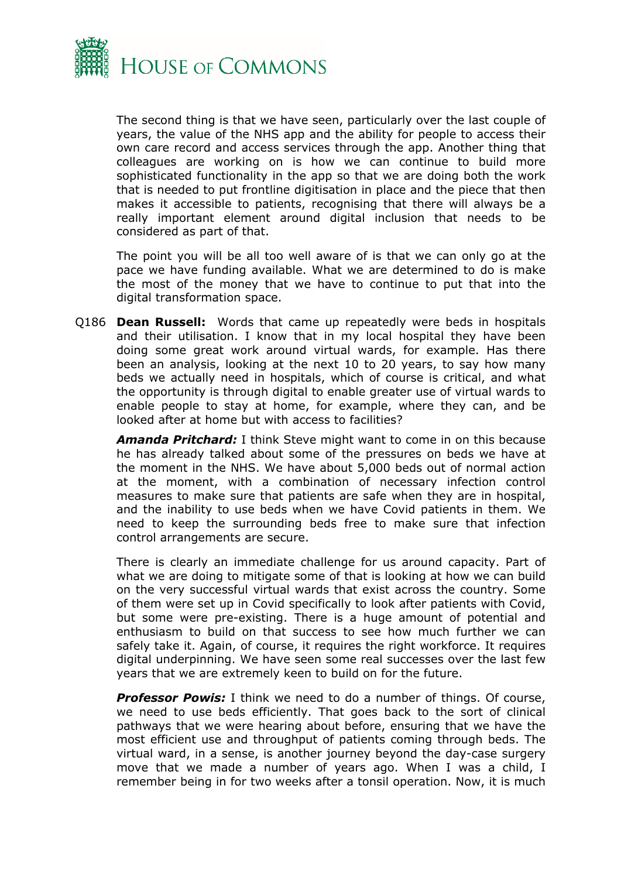The second thing is that we have seen, particularly over the last couple of years, the value of the NHS app and the ability for people to access their own care record and access services through the app. Another thing that colleagues are working on is how we can continue to build more sophisticated functionality in the app so that we are doing both the work that is needed to put frontline digitisation in place and the piece that then makes it accessible to patients, recognising that there will always be a really important element around digital inclusion that needs to be considered as part of that.

The point you will be all too well aware of is that we can only go at the pace we have funding available. What we are determined to do is make the most of the money that we have to continue to put that into the digital transformation space.

Q186 **Dean Russell:** Words that came up repeatedly were beds in hospitals and their utilisation. I know that in my local hospital they have been doing some great work around virtual wards, for example. Has there been an analysis, looking at the next 10 to 20 years, to say how many beds we actually need in hospitals, which of course is critical, and what the opportunity is through digital to enable greater use of virtual wards to enable people to stay at home, for example, where they can, and be looked after at home but with access to facilities?

***Amanda Pritchard:*** I think Steve might want to come in on this because he has already talked about some of the pressures on beds we have at the moment in the NHS. We have about 5,000 beds out of normal action at the moment, with a combination of necessary infection control measures to make sure that patients are safe when they are in hospital, and the inability to use beds when we have Covid patients in them. We need to keep the surrounding beds free to make sure that infection control arrangements are secure.

There is clearly an immediate challenge for us around capacity. Part of what we are doing to mitigate some of that is looking at how we can build on the very successful virtual wards that exist across the country. Some of them were set up in Covid specifically to look after patients with Covid, but some were pre-existing. There is a huge amount of potential and enthusiasm to build on that success to see how much further we can safely take it. Again, of course, it requires the right workforce. It requires digital underpinning. We have seen some real successes over the last few years that we are extremely keen to build on for the future.

***Professor Powis:*** I think we need to do a number of things. Of course, we need to use beds efficiently. That goes back to the sort of clinical pathways that we were hearing about before, ensuring that we have the most efficient use and throughput of patients coming through beds. The virtual ward, in a sense, is another journey beyond the day-case surgery move that we made a number of years ago. When I was a child, I remember being in for two weeks after a tonsil operation. Now, it is much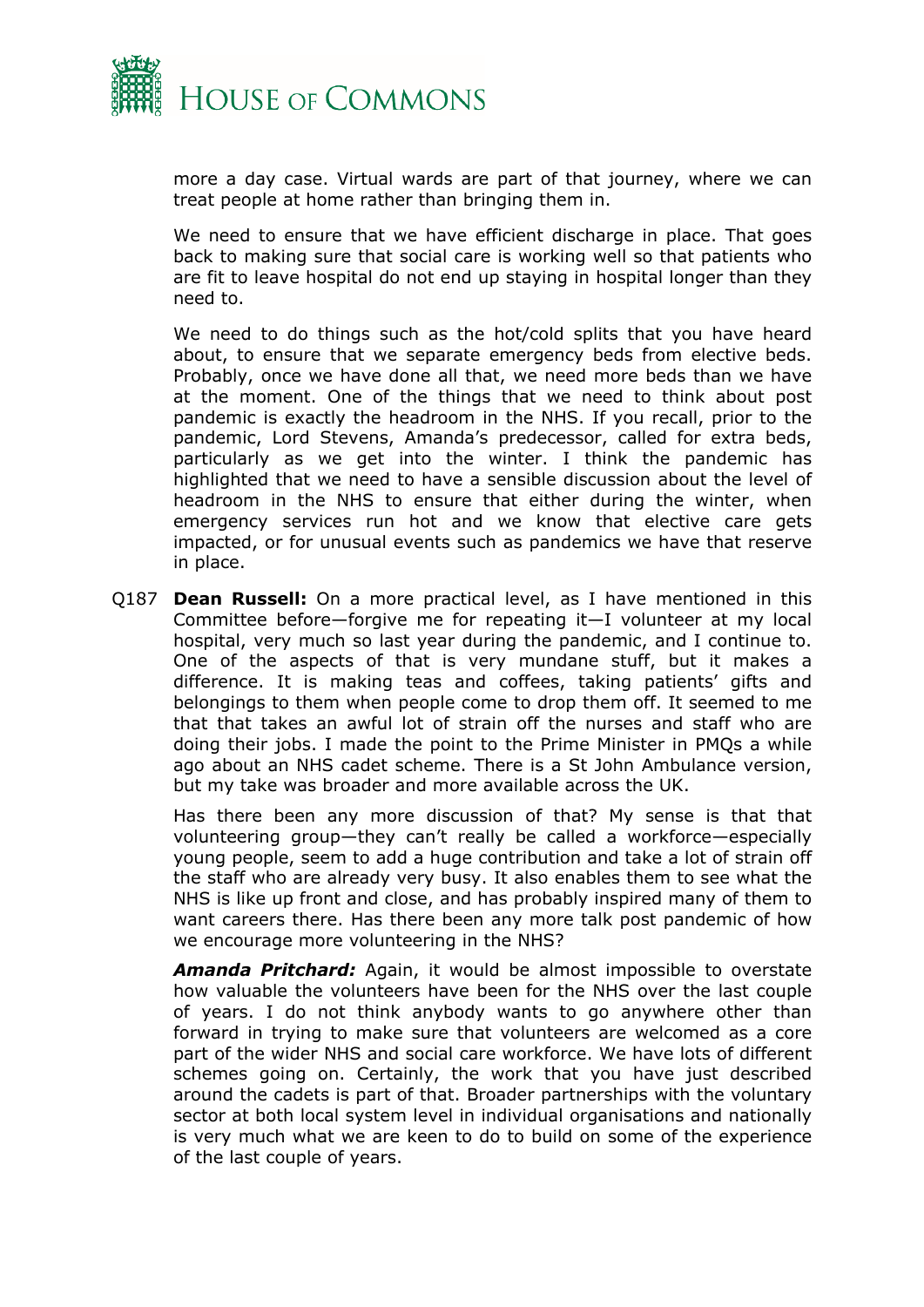more a day case. Virtual wards are part of that journey, where we can treat people at home rather than bringing them in.

We need to ensure that we have efficient discharge in place. That goes back to making sure that social care is working well so that patients who are fit to leave hospital do not end up staying in hospital longer than they need to.

We need to do things such as the hot/cold splits that you have heard about, to ensure that we separate emergency beds from elective beds. Probably, once we have done all that, we need more beds than we have at the moment. One of the things that we need to think about post pandemic is exactly the headroom in the NHS. If you recall, prior to the pandemic, Lord Stevens, Amanda's predecessor, called for extra beds, particularly as we get into the winter. I think the pandemic has highlighted that we need to have a sensible discussion about the level of headroom in the NHS to ensure that either during the winter, when emergency services run hot and we know that elective care gets impacted, or for unusual events such as pandemics we have that reserve in place.

Q187 **Dean Russell:** On a more practical level, as I have mentioned in this Committee before—forgive me for repeating it—I volunteer at my local hospital, very much so last year during the pandemic, and I continue to. One of the aspects of that is very mundane stuff, but it makes a difference. It is making teas and coffees, taking patients' gifts and belongings to them when people come to drop them off. It seemed to me that that takes an awful lot of strain off the nurses and staff who are doing their jobs. I made the point to the Prime Minister in PMQs a while ago about an NHS cadet scheme. There is a St John Ambulance version, but my take was broader and more available across the UK.

Has there been any more discussion of that? My sense is that that volunteering group—they can't really be called a workforce—especially young people, seem to add a huge contribution and take a lot of strain off the staff who are already very busy. It also enables them to see what the NHS is like up front and close, and has probably inspired many of them to want careers there. Has there been any more talk post pandemic of how we encourage more volunteering in the NHS?

***Amanda Pritchard:*** Again, it would be almost impossible to overstate how valuable the volunteers have been for the NHS over the last couple of years. I do not think anybody wants to go anywhere other than forward in trying to make sure that volunteers are welcomed as a core part of the wider NHS and social care workforce. We have lots of different schemes going on. Certainly, the work that you have just described around the cadets is part of that. Broader partnerships with the voluntary sector at both local system level in individual organisations and nationally is very much what we are keen to do to build on some of the experience of the last couple of years.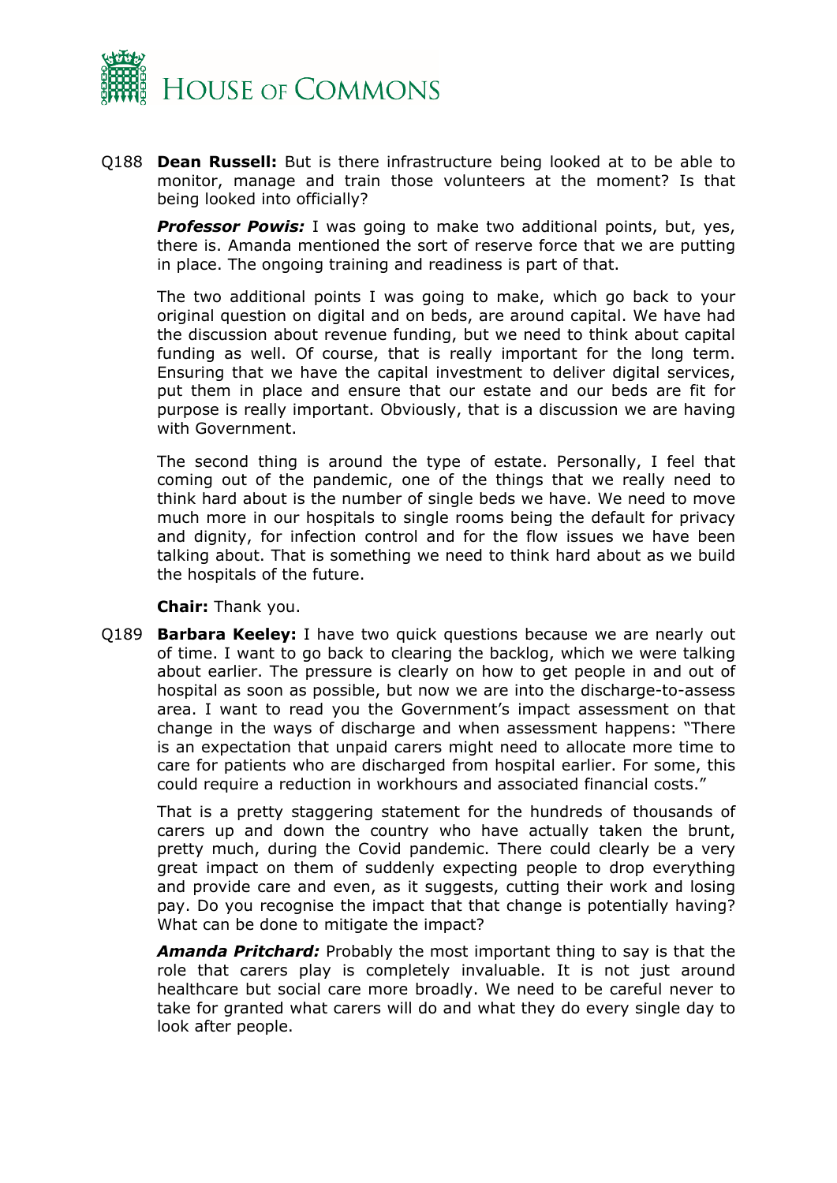Q188 **Dean Russell:** But is there infrastructure being looked at to be able to monitor, manage and train those volunteers at the moment? Is that being looked into officially?

***Professor Powis:*** I was going to make two additional points, but, yes, there is. Amanda mentioned the sort of reserve force that we are putting in place. The ongoing training and readiness is part of that.

The two additional points I was going to make, which go back to your original question on digital and on beds, are around capital. We have had the discussion about revenue funding, but we need to think about capital funding as well. Of course, that is really important for the long term. Ensuring that we have the capital investment to deliver digital services, put them in place and ensure that our estate and our beds are fit for purpose is really important. Obviously, that is a discussion we are having with Government.

The second thing is around the type of estate. Personally, I feel that coming out of the pandemic, one of the things that we really need to think hard about is the number of single beds we have. We need to move much more in our hospitals to single rooms being the default for privacy and dignity, for infection control and for the flow issues we have been talking about. That is something we need to think hard about as we build the hospitals of the future.

**Chair:** Thank you.

Q189 **Barbara Keeley:** I have two quick questions because we are nearly out of time. I want to go back to clearing the backlog, which we were talking about earlier. The pressure is clearly on how to get people in and out of hospital as soon as possible, but now we are into the discharge-to-assess area. I want to read you the Government's impact assessment on that change in the ways of discharge and when assessment happens: "There is an expectation that unpaid carers might need to allocate more time to care for patients who are discharged from hospital earlier. For some, this could require a reduction in workhours and associated financial costs."

That is a pretty staggering statement for the hundreds of thousands of carers up and down the country who have actually taken the brunt, pretty much, during the Covid pandemic. There could clearly be a very great impact on them of suddenly expecting people to drop everything and provide care and even, as it suggests, cutting their work and losing pay. Do you recognise the impact that that change is potentially having? What can be done to mitigate the impact?

***Amanda Pritchard:*** Probably the most important thing to say is that the role that carers play is completely invaluable. It is not just around healthcare but social care more broadly. We need to be careful never to take for granted what carers will do and what they do every single day to look after people.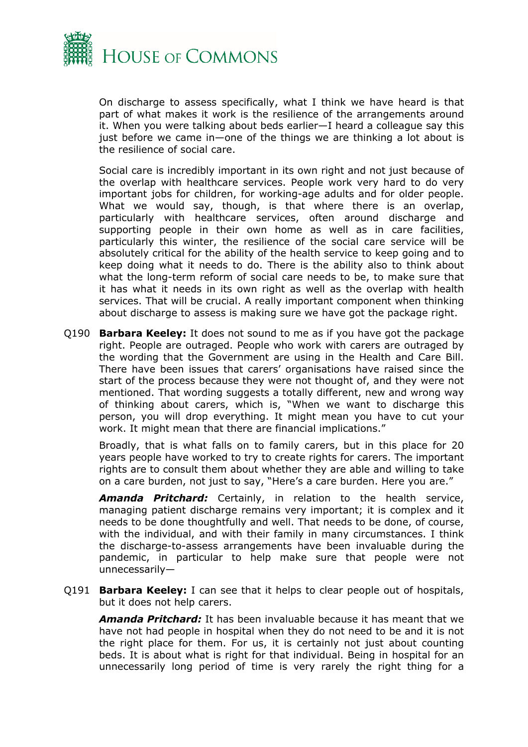On discharge to assess specifically, what I think we have heard is that part of what makes it work is the resilience of the arrangements around it. When you were talking about beds earlier—I heard a colleague say this just before we came in—one of the things we are thinking a lot about is the resilience of social care.

Social care is incredibly important in its own right and not just because of the overlap with healthcare services. People work very hard to do very important jobs for children, for working-age adults and for older people. What we would say, though, is that where there is an overlap, particularly with healthcare services, often around discharge and supporting people in their own home as well as in care facilities, particularly this winter, the resilience of the social care service will be absolutely critical for the ability of the health service to keep going and to keep doing what it needs to do. There is the ability also to think about what the long-term reform of social care needs to be, to make sure that it has what it needs in its own right as well as the overlap with health services. That will be crucial. A really important component when thinking about discharge to assess is making sure we have got the package right.

Q190 **Barbara Keeley:** It does not sound to me as if you have got the package right. People are outraged. People who work with carers are outraged by the wording that the Government are using in the Health and Care Bill. There have been issues that carers' organisations have raised since the start of the process because they were not thought of, and they were not mentioned. That wording suggests a totally different, new and wrong way of thinking about carers, which is, "When we want to discharge this person, you will drop everything. It might mean you have to cut your work. It might mean that there are financial implications."

Broadly, that is what falls on to family carers, but in this place for 20 years people have worked to try to create rights for carers. The important rights are to consult them about whether they are able and willing to take on a care burden, not just to say, "Here's a care burden. Here you are."

***Amanda Pritchard:*** Certainly, in relation to the health service, managing patient discharge remains very important; it is complex and it needs to be done thoughtfully and well. That needs to be done, of course, with the individual, and with their family in many circumstances. I think the discharge-to-assess arrangements have been invaluable during the pandemic, in particular to help make sure that people were not unnecessarily—

Q191 **Barbara Keeley:** I can see that it helps to clear people out of hospitals, but it does not help carers.

***Amanda Pritchard:*** It has been invaluable because it has meant that we have not had people in hospital when they do not need to be and it is not the right place for them. For us, it is certainly not just about counting beds. It is about what is right for that individual. Being in hospital for an unnecessarily long period of time is very rarely the right thing for a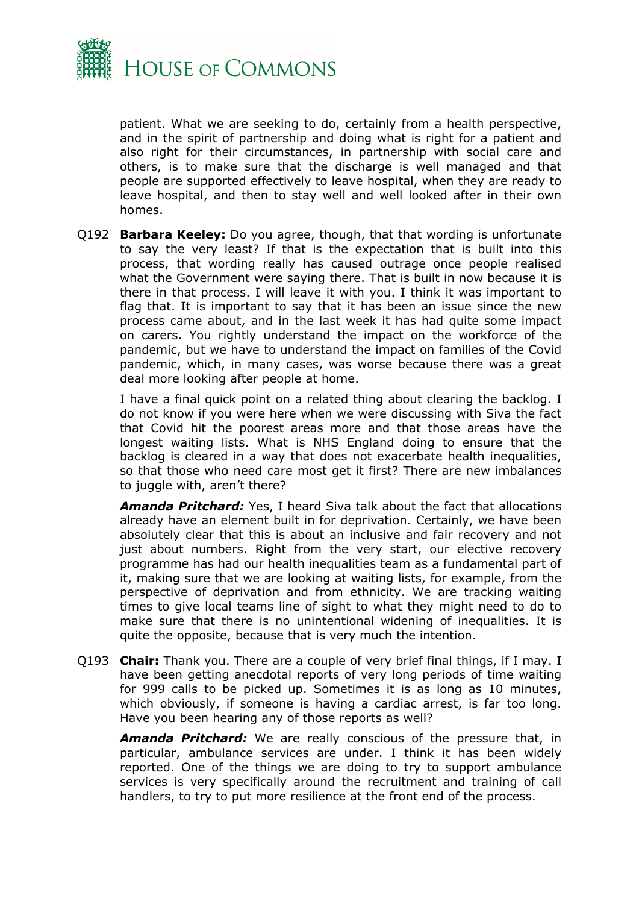patient. What we are seeking to do, certainly from a health perspective, and in the spirit of partnership and doing what is right for a patient and also right for their circumstances, in partnership with social care and others, is to make sure that the discharge is well managed and that people are supported effectively to leave hospital, when they are ready to leave hospital, and then to stay well and well looked after in their own homes.

Q192 **Barbara Keeley:** Do you agree, though, that that wording is unfortunate to say the very least? If that is the expectation that is built into this process, that wording really has caused outrage once people realised what the Government were saying there. That is built in now because it is there in that process. I will leave it with you. I think it was important to flag that. It is important to say that it has been an issue since the new process came about, and in the last week it has had quite some impact on carers. You rightly understand the impact on the workforce of the pandemic, but we have to understand the impact on families of the Covid pandemic, which, in many cases, was worse because there was a great deal more looking after people at home.

I have a final quick point on a related thing about clearing the backlog. I do not know if you were here when we were discussing with Siva the fact that Covid hit the poorest areas more and that those areas have the longest waiting lists. What is NHS England doing to ensure that the backlog is cleared in a way that does not exacerbate health inequalities, so that those who need care most get it first? There are new imbalances to juggle with, aren't there?

***Amanda Pritchard:*** Yes, I heard Siva talk about the fact that allocations already have an element built in for deprivation. Certainly, we have been absolutely clear that this is about an inclusive and fair recovery and not just about numbers. Right from the very start, our elective recovery programme has had our health inequalities team as a fundamental part of it, making sure that we are looking at waiting lists, for example, from the perspective of deprivation and from ethnicity. We are tracking waiting times to give local teams line of sight to what they might need to do to make sure that there is no unintentional widening of inequalities. It is quite the opposite, because that is very much the intention.

Q193 **Chair:** Thank you. There are a couple of very brief final things, if I may. I have been getting anecdotal reports of very long periods of time waiting for 999 calls to be picked up. Sometimes it is as long as 10 minutes, which obviously, if someone is having a cardiac arrest, is far too long. Have you been hearing any of those reports as well?

***Amanda Pritchard:*** We are really conscious of the pressure that, in particular, ambulance services are under. I think it has been widely reported. One of the things we are doing to try to support ambulance services is very specifically around the recruitment and training of call handlers, to try to put more resilience at the front end of the process.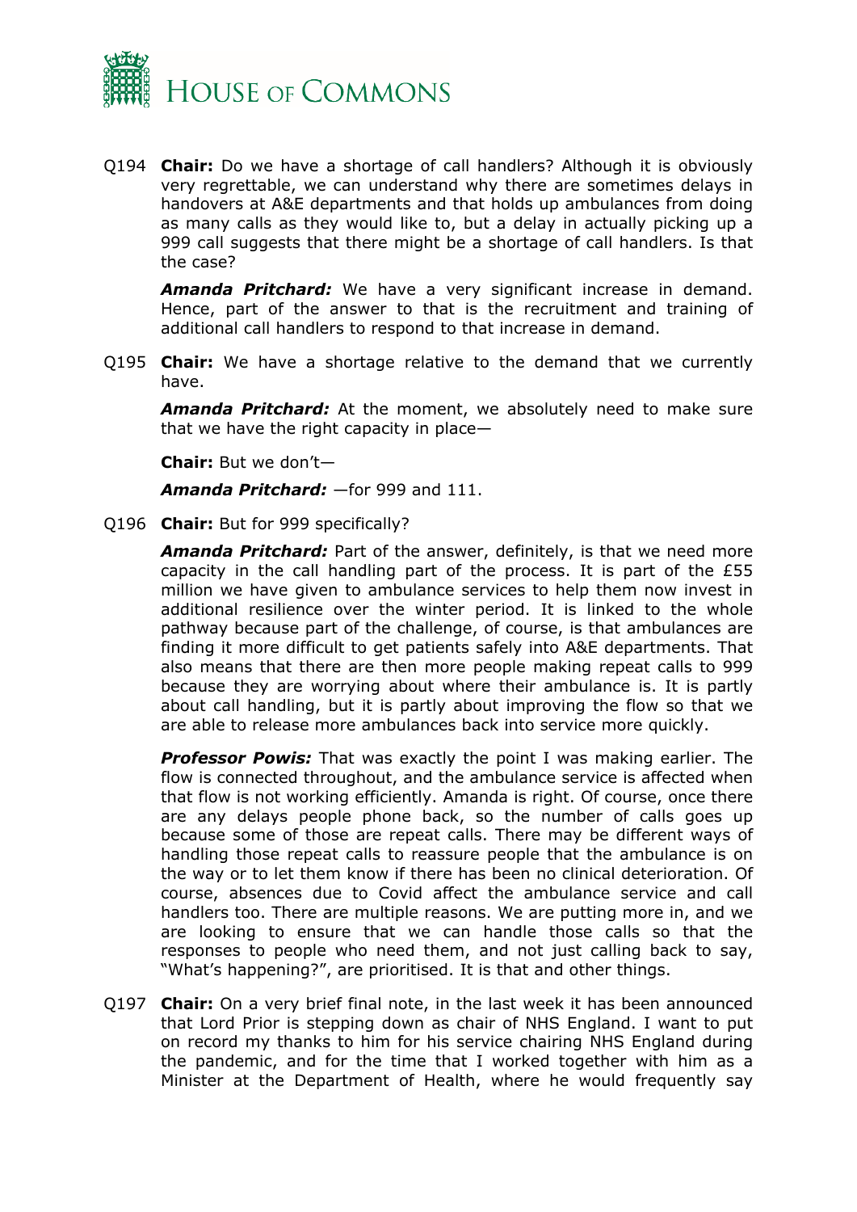Q194 **Chair:** Do we have a shortage of call handlers? Although it is obviously very regrettable, we can understand why there are sometimes delays in handovers at A&E departments and that holds up ambulances from doing as many calls as they would like to, but a delay in actually picking up a 999 call suggests that there might be a shortage of call handlers. Is that the case?

***Amanda Pritchard:*** We have a very significant increase in demand. Hence, part of the answer to that is the recruitment and training of additional call handlers to respond to that increase in demand.

Q195 **Chair:** We have a shortage relative to the demand that we currently have.

***Amanda Pritchard:*** At the moment, we absolutely need to make sure that we have the right capacity in place—

**Chair:** But we don't—

***Amanda Pritchard:*** —for 999 and 111.

Q196 **Chair:** But for 999 specifically?

***Amanda Pritchard:*** Part of the answer, definitely, is that we need more capacity in the call handling part of the process. It is part of the £55 million we have given to ambulance services to help them now invest in additional resilience over the winter period. It is linked to the whole pathway because part of the challenge, of course, is that ambulances are finding it more difficult to get patients safely into A&E departments. That also means that there are then more people making repeat calls to 999 because they are worrying about where their ambulance is. It is partly about call handling, but it is partly about improving the flow so that we are able to release more ambulances back into service more quickly.

***Professor Powis:*** That was exactly the point I was making earlier. The flow is connected throughout, and the ambulance service is affected when that flow is not working efficiently. Amanda is right. Of course, once there are any delays people phone back, so the number of calls goes up because some of those are repeat calls. There may be different ways of handling those repeat calls to reassure people that the ambulance is on the way or to let them know if there has been no clinical deterioration. Of course, absences due to Covid affect the ambulance service and call handlers too. There are multiple reasons. We are putting more in, and we are looking to ensure that we can handle those calls so that the responses to people who need them, and not just calling back to say, "What's happening?", are prioritised. It is that and other things.

Q197 **Chair:** On a very brief final note, in the last week it has been announced that Lord Prior is stepping down as chair of NHS England. I want to put on record my thanks to him for his service chairing NHS England during the pandemic, and for the time that I worked together with him as a Minister at the Department of Health, where he would frequently say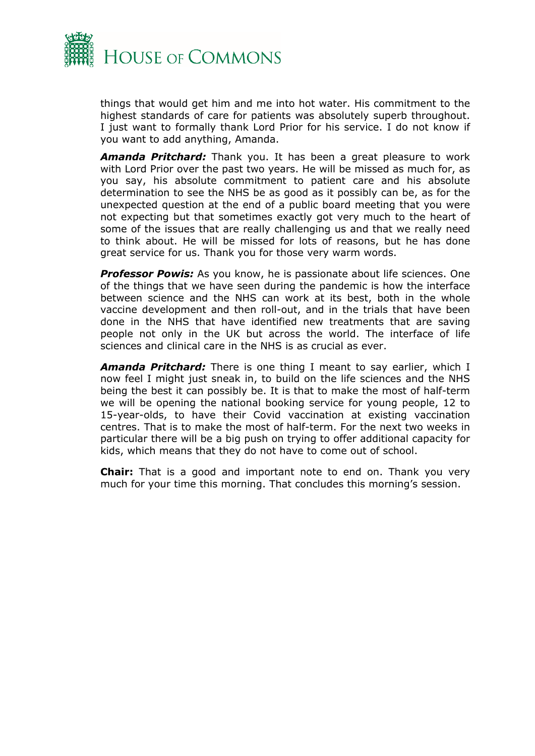things that would get him and me into hot water. His commitment to the highest standards of care for patients was absolutely superb throughout. I just want to formally thank Lord Prior for his service. I do not know if you want to add anything, Amanda.

***Amanda Pritchard:*** Thank you. It has been a great pleasure to work with Lord Prior over the past two years. He will be missed as much for, as you say, his absolute commitment to patient care and his absolute determination to see the NHS be as good as it possibly can be, as for the unexpected question at the end of a public board meeting that you were not expecting but that sometimes exactly got very much to the heart of some of the issues that are really challenging us and that we really need to think about. He will be missed for lots of reasons, but he has done great service for us. Thank you for those very warm words.

***Professor Powis:*** As you know, he is passionate about life sciences. One of the things that we have seen during the pandemic is how the interface between science and the NHS can work at its best, both in the whole vaccine development and then roll-out, and in the trials that have been done in the NHS that have identified new treatments that are saving people not only in the UK but across the world. The interface of life sciences and clinical care in the NHS is as crucial as ever.

***Amanda Pritchard:*** There is one thing I meant to say earlier, which I now feel I might just sneak in, to build on the life sciences and the NHS being the best it can possibly be. It is that to make the most of half-term we will be opening the national booking service for young people, 12 to 15-year-olds, to have their Covid vaccination at existing vaccination centres. That is to make the most of half-term. For the next two weeks in particular there will be a big push on trying to offer additional capacity for kids, which means that they do not have to come out of school.

**Chair:** That is a good and important note to end on. Thank you very much for your time this morning. That concludes this morning's session.